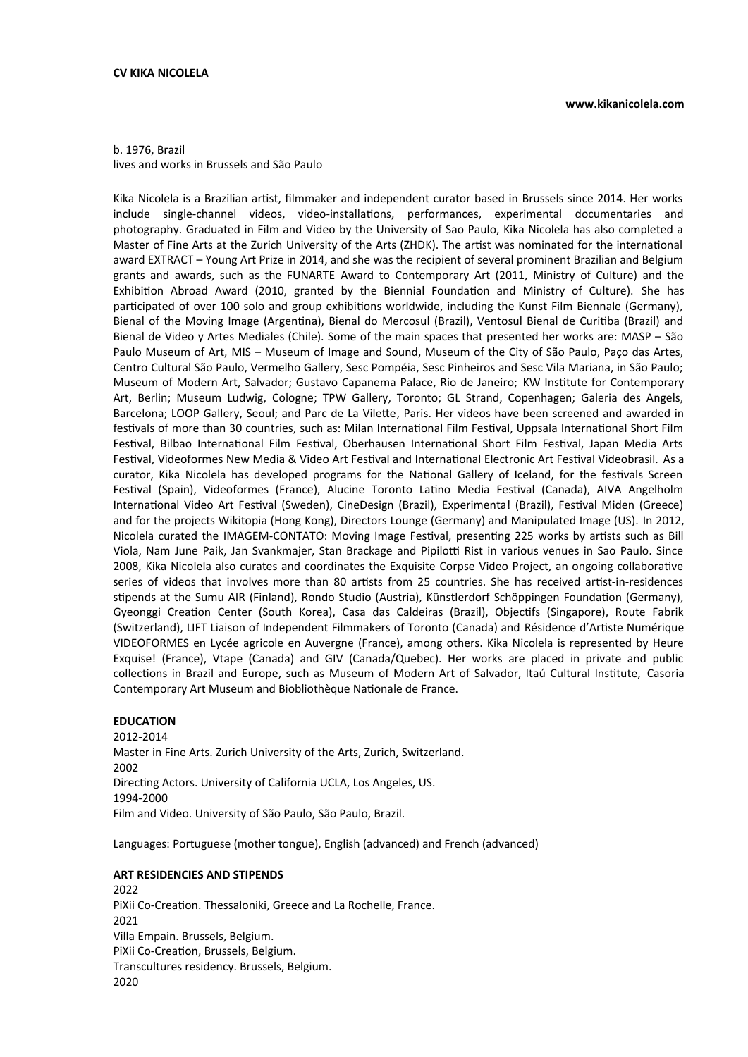**CV KIKA NICOLELA**

**www.kikanicolela.com**

b. 1976, Brazil
lives and works in Brussels and São Paulo

Kika Nicolela is a Brazilian artist, filmmaker and independent curator based in Brussels since 2014. Her works include single-channel videos, video-installations, performances, experimental documentaries and photography. Graduated in Film and Video by the University of Sao Paulo, Kika Nicolela has also completed a Master of Fine Arts at the Zurich University of the Arts (ZHDK). The artist was nominated for the international award EXTRACT – Young Art Prize in 2014, and she was the recipient of several prominent Brazilian and Belgium grants and awards, such as the FUNARTE Award to Contemporary Art (2011, Ministry of Culture) and the Exhibition Abroad Award (2010, granted by the Biennial Foundation and Ministry of Culture). She has participated of over 100 solo and group exhibitions worldwide, including the Kunst Film Biennale (Germany), Bienal of the Moving Image (Argentina), Bienal do Mercosul (Brazil), Ventosul Bienal de Curitiba (Brazil) and Bienal de Video y Artes Mediales (Chile). Some of the main spaces that presented her works are: MASP – São Paulo Museum of Art, MIS – Museum of Image and Sound, Museum of the City of São Paulo, Paço das Artes, Centro Cultural São Paulo, Vermelho Gallery, Sesc Pompéia, Sesc Pinheiros and Sesc Vila Mariana, in São Paulo; Museum of Modern Art, Salvador; Gustavo Capanema Palace, Rio de Janeiro; KW Institute for Contemporary Art, Berlin; Museum Ludwig, Cologne; TPW Gallery, Toronto; GL Strand, Copenhagen; Galeria des Angels, Barcelona; LOOP Gallery, Seoul; and Parc de La Vilette, Paris. Her videos have been screened and awarded in festivals of more than 30 countries, such as: Milan International Film Festival, Uppsala International Short Film Festival, Bilbao International Film Festival, Oberhausen International Short Film Festival, Japan Media Arts Festival, Videoformes New Media & Video Art Festival and International Electronic Art Festival Videobrasil. As a curator, Kika Nicolela has developed programs for the National Gallery of Iceland, for the festivals Screen Festival (Spain), Videoformes (France), Alucine Toronto Latino Media Festival (Canada), AIVA Angelholm International Video Art Festival (Sweden), CineDesign (Brazil), Experimenta! (Brazil), Festival Miden (Greece) and for the projects Wikitopia (Hong Kong), Directors Lounge (Germany) and Manipulated Image (US). In 2012, Nicolela curated the IMAGEM-CONTATO: Moving Image Festival, presenting 225 works by artists such as Bill Viola, Nam June Paik, Jan Svankmajer, Stan Brackage and Pipilotti Rist in various venues in Sao Paulo. Since 2008, Kika Nicolela also curates and coordinates the Exquisite Corpse Video Project, an ongoing collaborative series of videos that involves more than 80 artists from 25 countries. She has received artist-in-residences stipends at the Sumu AIR (Finland), Rondo Studio (Austria), Künstlerdorf Schöppingen Foundation (Germany), Gyeonggi Creation Center (South Korea), Casa das Caldeiras (Brazil), Objectifs (Singapore), Route Fabrik (Switzerland), LIFT Liaison of Independent Filmmakers of Toronto (Canada) and Résidence d'Artiste Numérique VIDEOFORMES en Lycée agricole en Auvergne (France), among others. Kika Nicolela is represented by Heure Exquise! (France), Vtape (Canada) and GIV (Canada/Quebec). Her works are placed in private and public collections in Brazil and Europe, such as Museum of Modern Art of Salvador, Itaú Cultural Institute, Casoria Contemporary Art Museum and Biobliothèque Nationale de France.

**EDUCATION**

2012-2014
Master in Fine Arts. Zurich University of the Arts, Zurich, Switzerland.
2002
Directing Actors. University of California UCLA, Los Angeles, US.
1994-2000
Film and Video. University of São Paulo, São Paulo, Brazil.

Languages: Portuguese (mother tongue), English (advanced) and French (advanced)

**ART RESIDENCIES AND STIPENDS**

2022
PiXii Co-Creation. Thessaloniki, Greece and La Rochelle, France.
2021
Villa Empain. Brussels, Belgium.
PiXii Co-Creation, Brussels, Belgium.
Transcultures residency. Brussels, Belgium.
2020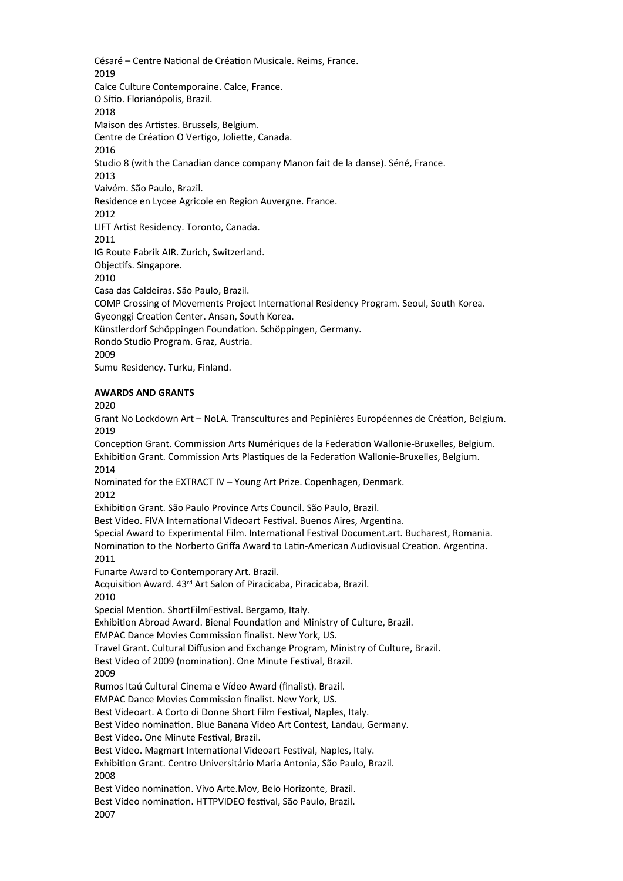Césaré – Centre National de Création Musicale. Reims, France.
2019
Calce Culture Contemporaine. Calce, France.
O Sítio. Florianópolis, Brazil.
2018
Maison des Artistes. Brussels, Belgium.
Centre de Création O Vertigo, Joliette, Canada.
2016
Studio 8 (with the Canadian dance company Manon fait de la danse). Séné, France.
2013
Vaivém. São Paulo, Brazil.
Residence en Lycee Agricole en Region Auvergne. France.
2012
LIFT Artist Residency. Toronto, Canada.
2011
IG Route Fabrik AIR. Zurich, Switzerland.
Objectifs. Singapore.
2010
Casa das Caldeiras. São Paulo, Brazil.
COMP Crossing of Movements Project International Residency Program. Seoul, South Korea.
Gyeonggi Creation Center. Ansan, South Korea.
Künstlerdorf Schöppingen Foundation. Schöppingen, Germany.
Rondo Studio Program. Graz, Austria.
2009
Sumu Residency. Turku, Finland.

**AWARDS AND GRANTS**

2020
Grant No Lockdown Art – NoLA. Transcultures and Pepinières Européennes de Création, Belgium.
2019
Conception Grant. Commission Arts Numériques de la Federation Wallonie-Bruxelles, Belgium.
Exhibition Grant. Commission Arts Plastiques de la Federation Wallonie-Bruxelles, Belgium.
2014
Nominated for the EXTRACT IV – Young Art Prize. Copenhagen, Denmark.
2012
Exhibition Grant. São Paulo Province Arts Council. São Paulo, Brazil.
Best Video. FIVA International Videoart Festival. Buenos Aires, Argentina.
Special Award to Experimental Film. International Festival Document.art. Bucharest, Romania.
Nomination to the Norberto Griffa Award to Latin-American Audiovisual Creation. Argentina.
2011
Funarte Award to Contemporary Art. Brazil.
Acquisition Award. 43rd Art Salon of Piracicaba, Piracicaba, Brazil.
2010
Special Mention. ShortFilmFestival. Bergamo, Italy.
Exhibition Abroad Award. Bienal Foundation and Ministry of Culture, Brazil.
EMPAC Dance Movies Commission finalist. New York, US.
Travel Grant. Cultural Diffusion and Exchange Program, Ministry of Culture, Brazil.
Best Video of 2009 (nomination). One Minute Festival, Brazil.
2009
Rumos Itaú Cultural Cinema e Vídeo Award (finalist). Brazil.
EMPAC Dance Movies Commission finalist. New York, US.
Best Videoart. A Corto di Donne Short Film Festival, Naples, Italy.
Best Video nomination. Blue Banana Video Art Contest, Landau, Germany.
Best Video. One Minute Festival, Brazil.
Best Video. Magmart International Videoart Festival, Naples, Italy.
Exhibition Grant. Centro Universitário Maria Antonia, São Paulo, Brazil.
2008
Best Video nomination. Vivo Arte.Mov, Belo Horizonte, Brazil.
Best Video nomination. HTTPVIDEO festival, São Paulo, Brazil.
2007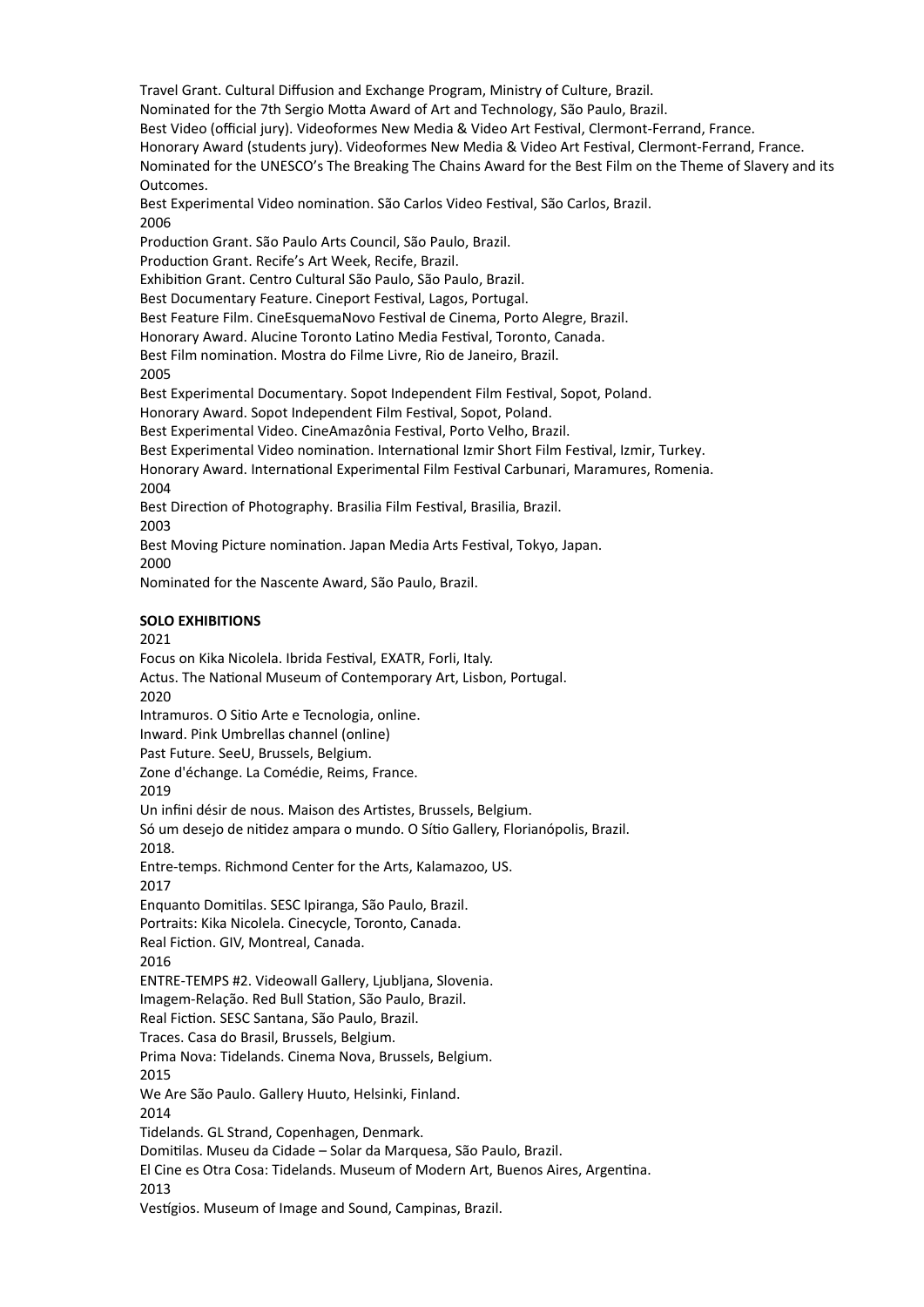Travel Grant. Cultural Diffusion and Exchange Program, Ministry of Culture, Brazil.
Nominated for the 7th Sergio Motta Award of Art and Technology, São Paulo, Brazil.
Best Video (official jury). Videoformes New Media & Video Art Festival, Clermont-Ferrand, France.
Honorary Award (students jury). Videoformes New Media & Video Art Festival, Clermont-Ferrand, France.
Nominated for the UNESCO's The Breaking The Chains Award for the Best Film on the Theme of Slavery and its Outcomes.
Best Experimental Video nomination. São Carlos Video Festival, São Carlos, Brazil.
2006
Production Grant. São Paulo Arts Council, São Paulo, Brazil.
Production Grant. Recife's Art Week, Recife, Brazil.
Exhibition Grant. Centro Cultural São Paulo, São Paulo, Brazil.
Best Documentary Feature. Cineport Festival, Lagos, Portugal.
Best Feature Film. CineEsquemaNovo Festival de Cinema, Porto Alegre, Brazil.
Honorary Award. Alucine Toronto Latino Media Festival, Toronto, Canada.
Best Film nomination. Mostra do Filme Livre, Rio de Janeiro, Brazil.
2005
Best Experimental Documentary. Sopot Independent Film Festival, Sopot, Poland.
Honorary Award. Sopot Independent Film Festival, Sopot, Poland.
Best Experimental Video. CineAmazônia Festival, Porto Velho, Brazil.
Best Experimental Video nomination. International Izmir Short Film Festival, Izmir, Turkey.
Honorary Award. International Experimental Film Festival Carbunari, Maramures, Romenia.
2004
Best Direction of Photography. Brasilia Film Festival, Brasilia, Brazil.
2003
Best Moving Picture nomination. Japan Media Arts Festival, Tokyo, Japan.
2000
Nominated for the Nascente Award, São Paulo, Brazil.

**SOLO EXHIBITIONS**

2021
Focus on Kika Nicolela. Ibrida Festival, EXATR, Forli, Italy.
Actus. The National Museum of Contemporary Art, Lisbon, Portugal.
2020
Intramuros. O Sitio Arte e Tecnologia, online.
Inward. Pink Umbrellas channel (online)
Past Future. SeeU, Brussels, Belgium.
Zone d'échange. La Comédie, Reims, France.
2019
Un infini désir de nous. Maison des Artistes, Brussels, Belgium.
Só um desejo de nitidez ampara o mundo. O Sítio Gallery, Florianópolis, Brazil.
2018.
Entre-temps. Richmond Center for the Arts, Kalamazoo, US.
2017
Enquanto Domitilas. SESC Ipiranga, São Paulo, Brazil.
Portraits: Kika Nicolela. Cinecycle, Toronto, Canada.
Real Fiction. GIV, Montreal, Canada.
2016
ENTRE-TEMPS #2. Videowall Gallery, Ljubljana, Slovenia.
Imagem-Relação. Red Bull Station, São Paulo, Brazil.
Real Fiction. SESC Santana, São Paulo, Brazil.
Traces. Casa do Brasil, Brussels, Belgium.
Prima Nova: Tidelands. Cinema Nova, Brussels, Belgium.
2015
We Are São Paulo. Gallery Huuto, Helsinki, Finland.
2014
Tidelands. GL Strand, Copenhagen, Denmark.
Domitilas. Museu da Cidade – Solar da Marquesa, São Paulo, Brazil.
El Cine es Otra Cosa: Tidelands. Museum of Modern Art, Buenos Aires, Argentina.
2013
Vestígios. Museum of Image and Sound, Campinas, Brazil.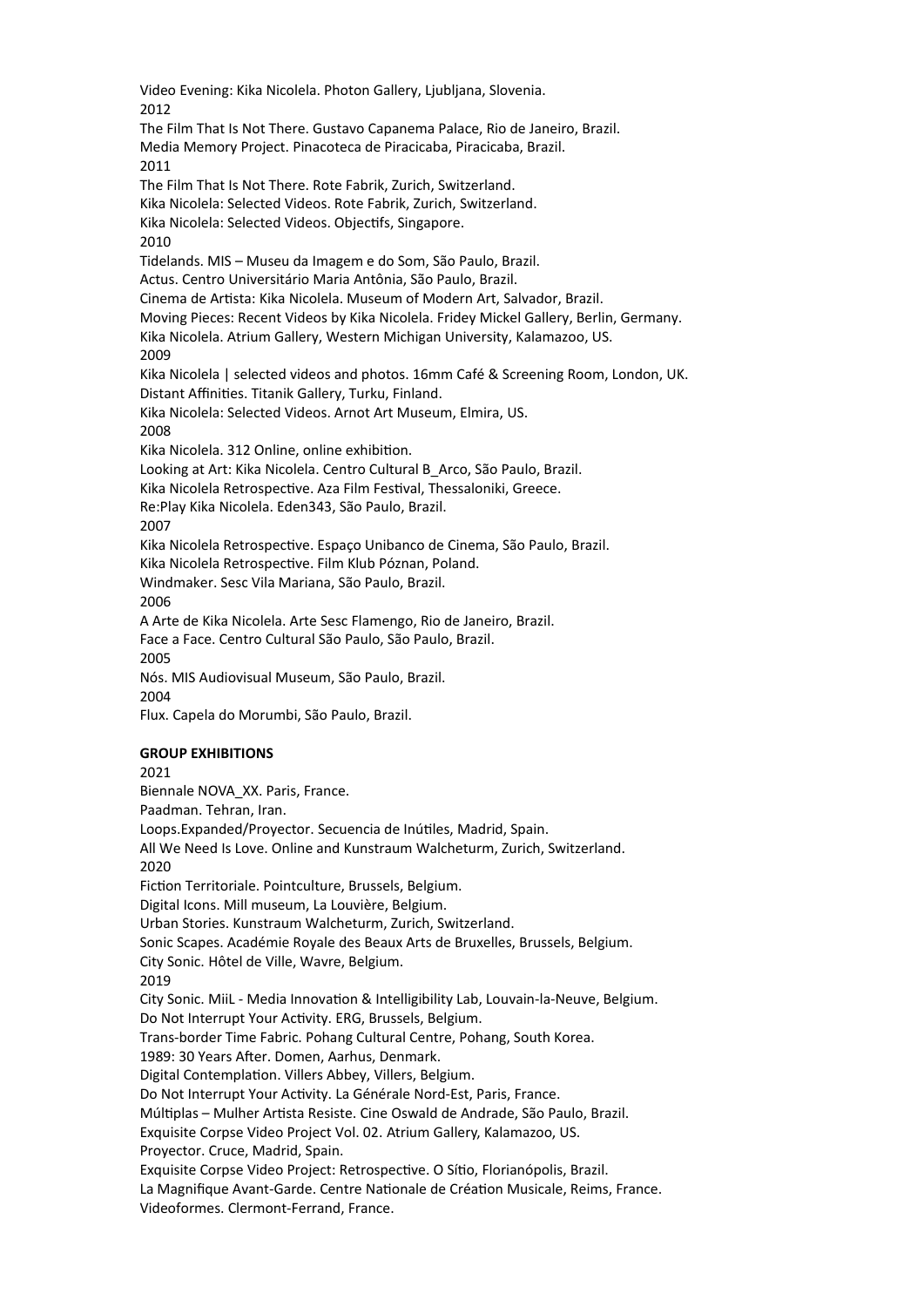Video Evening: Kika Nicolela. Photon Gallery, Ljubljana, Slovenia.

2012

The Film That Is Not There. Gustavo Capanema Palace, Rio de Janeiro, Brazil.

Media Memory Project. Pinacoteca de Piracicaba, Piracicaba, Brazil.

2011

The Film That Is Not There. Rote Fabrik, Zurich, Switzerland.

Kika Nicolela: Selected Videos. Rote Fabrik, Zurich, Switzerland.

Kika Nicolela: Selected Videos. Objectifs, Singapore.

2010

Tidelands. MIS – Museu da Imagem e do Som, São Paulo, Brazil.

Actus. Centro Universitário Maria Antônia, São Paulo, Brazil.

Cinema de Artista: Kika Nicolela. Museum of Modern Art, Salvador, Brazil.

Moving Pieces: Recent Videos by Kika Nicolela. Fridey Mickel Gallery, Berlin, Germany.

Kika Nicolela. Atrium Gallery, Western Michigan University, Kalamazoo, US.

2009

Kika Nicolela | selected videos and photos. 16mm Café & Screening Room, London, UK.

Distant Affinities. Titanik Gallery, Turku, Finland.

Kika Nicolela: Selected Videos. Arnot Art Museum, Elmira, US.

2008

Kika Nicolela. 312 Online, online exhibition.

Looking at Art: Kika Nicolela. Centro Cultural B_Arco, São Paulo, Brazil.

Kika Nicolela Retrospective. Aza Film Festival, Thessaloniki, Greece.

Re:Play Kika Nicolela. Eden343, São Paulo, Brazil.

2007

Kika Nicolela Retrospective. Espaço Unibanco de Cinema, São Paulo, Brazil.

Kika Nicolela Retrospective. Film Klub Póznan, Poland.

Windmaker. Sesc Vila Mariana, São Paulo, Brazil.

2006

A Arte de Kika Nicolela. Arte Sesc Flamengo, Rio de Janeiro, Brazil.

Face a Face. Centro Cultural São Paulo, São Paulo, Brazil.

2005

Nós. MIS Audiovisual Museum, São Paulo, Brazil.

2004

Flux. Capela do Morumbi, São Paulo, Brazil.

**GROUP EXHIBITIONS**

2021

Biennale NOVA_XX. Paris, France.

Paadman. Tehran, Iran.

Loops.Expanded/Proyector. Secuencia de Inútiles, Madrid, Spain.

All We Need Is Love. Online and Kunstraum Walcheturm, Zurich, Switzerland.

2020

Fiction Territoriale. Pointculture, Brussels, Belgium.

Digital Icons. Mill museum, La Louvière, Belgium.

Urban Stories. Kunstraum Walcheturm, Zurich, Switzerland.

Sonic Scapes. Académie Royale des Beaux Arts de Bruxelles, Brussels, Belgium.

City Sonic. Hôtel de Ville, Wavre, Belgium.

2019

City Sonic. MiiL - Media Innovation & Intelligibility Lab, Louvain-la-Neuve, Belgium.

Do Not Interrupt Your Activity. ERG, Brussels, Belgium.

Trans-border Time Fabric. Pohang Cultural Centre, Pohang, South Korea.

1989: 30 Years After. Domen, Aarhus, Denmark.

Digital Contemplation. Villers Abbey, Villers, Belgium.

Do Not Interrupt Your Activity. La Générale Nord-Est, Paris, France.

Múltiplas – Mulher Artista Resiste. Cine Oswald de Andrade, São Paulo, Brazil.

Exquisite Corpse Video Project Vol. 02. Atrium Gallery, Kalamazoo, US.

Proyector. Cruce, Madrid, Spain.

Exquisite Corpse Video Project: Retrospective. O Sítio, Florianópolis, Brazil.

La Magnifique Avant-Garde. Centre Nationale de Création Musicale, Reims, France.

Videoformes. Clermont-Ferrand, France.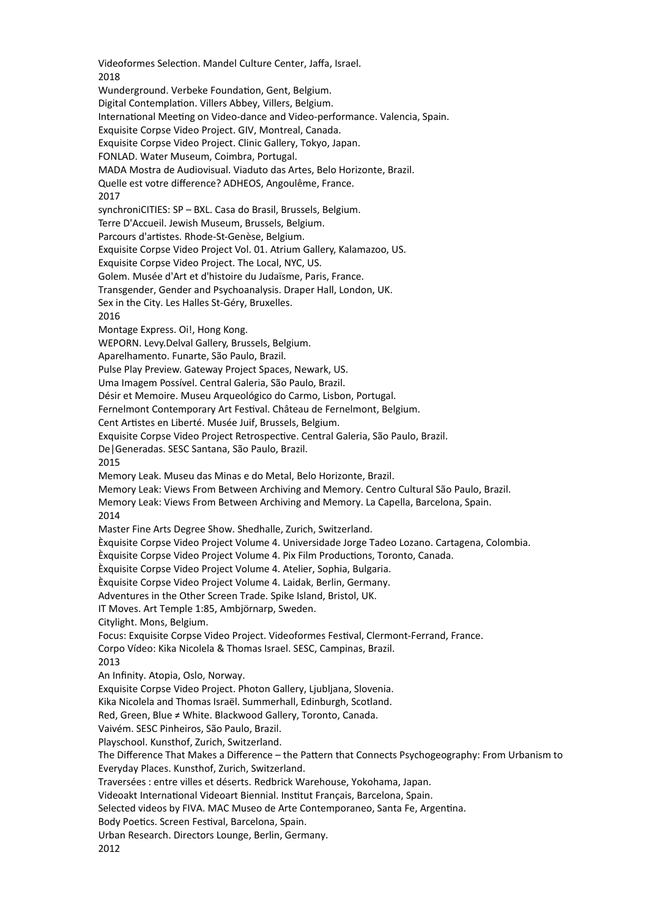Videoformes Selection. Mandel Culture Center, Jaffa, Israel.

2018

Wunderground. Verbeke Foundation, Gent, Belgium.

Digital Contemplation. Villers Abbey, Villers, Belgium.

International Meeting on Video-dance and Video-performance. Valencia, Spain.

Exquisite Corpse Video Project. GIV, Montreal, Canada.

Exquisite Corpse Video Project. Clinic Gallery, Tokyo, Japan.

FONLAD. Water Museum, Coimbra, Portugal.

MADA Mostra de Audiovisual. Viaduto das Artes, Belo Horizonte, Brazil.

Quelle est votre difference? ADHEOS, Angoulême, France.

2017

synchroniCITIES: SP – BXL. Casa do Brasil, Brussels, Belgium.

Terre D'Accueil. Jewish Museum, Brussels, Belgium.

Parcours d'artistes. Rhode-St-Genèse, Belgium.

Exquisite Corpse Video Project Vol. 01. Atrium Gallery, Kalamazoo, US.

Exquisite Corpse Video Project. The Local, NYC, US.

Golem. Musée d'Art et d'histoire du Judaïsme, Paris, France.

Transgender, Gender and Psychoanalysis. Draper Hall, London, UK.

Sex in the City. Les Halles St-Géry, Bruxelles.

2016

Montage Express. Oi!, Hong Kong.

WEPORN. Levy.Delval Gallery, Brussels, Belgium.

Aparelhamento. Funarte, São Paulo, Brazil.

Pulse Play Preview. Gateway Project Spaces, Newark, US.

Uma Imagem Possível. Central Galeria, São Paulo, Brazil.

Désir et Memoire. Museu Arqueológico do Carmo, Lisbon, Portugal.

Fernelmont Contemporary Art Festival. Château de Fernelmont, Belgium.

Cent Artistes en Liberté. Musée Juif, Brussels, Belgium.

Exquisite Corpse Video Project Retrospective. Central Galeria, São Paulo, Brazil.

De|Generadas. SESC Santana, São Paulo, Brazil.

2015

Memory Leak. Museu das Minas e do Metal, Belo Horizonte, Brazil.

Memory Leak: Views From Between Archiving and Memory. Centro Cultural São Paulo, Brazil.

Memory Leak: Views From Between Archiving and Memory. La Capella, Barcelona, Spain.

2014

Master Fine Arts Degree Show. Shedhalle, Zurich, Switzerland.

Èxquisite Corpse Video Project Volume 4. Universidade Jorge Tadeo Lozano. Cartagena, Colombia.

Èxquisite Corpse Video Project Volume 4. Pix Film Productions, Toronto, Canada.

Èxquisite Corpse Video Project Volume 4. Atelier, Sophia, Bulgaria.

Èxquisite Corpse Video Project Volume 4. Laidak, Berlin, Germany.

Adventures in the Other Screen Trade. Spike Island, Bristol, UK.

IT Moves. Art Temple 1:85, Ambjörnarp, Sweden.

Citylight. Mons, Belgium.

Focus: Exquisite Corpse Video Project. Videoformes Festival, Clermont-Ferrand, France.

Corpo Vídeo: Kika Nicolela & Thomas Israel. SESC, Campinas, Brazil.

2013

An Infinity. Atopia, Oslo, Norway.

Exquisite Corpse Video Project. Photon Gallery, Ljubljana, Slovenia.

Kika Nicolela and Thomas Israël. Summerhall, Edinburgh, Scotland.

Red, Green, Blue ≠ White. Blackwood Gallery, Toronto, Canada.

Vaivém. SESC Pinheiros, São Paulo, Brazil.

Playschool. Kunsthof, Zurich, Switzerland.

The Difference That Makes a Difference – the Pattern that Connects Psychogeography: From Urbanism to Everyday Places. Kunsthof, Zurich, Switzerland.

Traversées : entre villes et déserts. Redbrick Warehouse, Yokohama, Japan.

Videoakt International Videoart Biennial. Institut Français, Barcelona, Spain.

Selected videos by FIVA. MAC Museo de Arte Contemporaneo, Santa Fe, Argentina.

Body Poetics. Screen Festival, Barcelona, Spain.

Urban Research. Directors Lounge, Berlin, Germany.

2012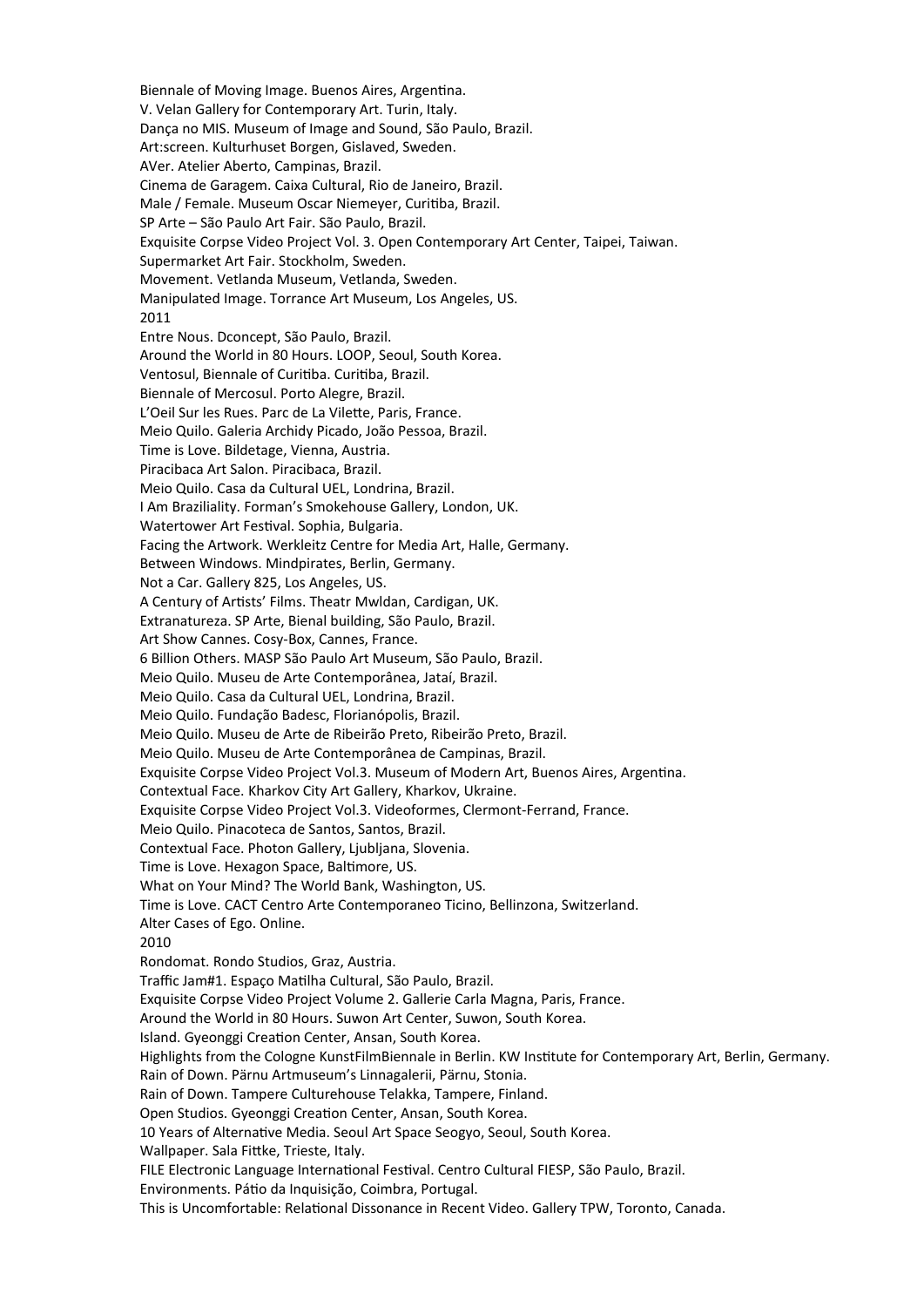Biennale of Moving Image. Buenos Aires, Argentina.
V. Velan Gallery for Contemporary Art. Turin, Italy.
Dança no MIS. Museum of Image and Sound, São Paulo, Brazil.
Art:screen. Kulturhuset Borgen, Gislaved, Sweden.
AVer. Atelier Aberto, Campinas, Brazil.
Cinema de Garagem. Caixa Cultural, Rio de Janeiro, Brazil.
Male / Female. Museum Oscar Niemeyer, Curitiba, Brazil.
SP Arte – São Paulo Art Fair. São Paulo, Brazil.
Exquisite Corpse Video Project Vol. 3. Open Contemporary Art Center, Taipei, Taiwan.
Supermarket Art Fair. Stockholm, Sweden.
Movement. Vetlanda Museum, Vetlanda, Sweden.
Manipulated Image. Torrance Art Museum, Los Angeles, US.

2011

Entre Nous. Dconcept, São Paulo, Brazil.
Around the World in 80 Hours. LOOP, Seoul, South Korea.
Ventosul, Biennale of Curitiba. Curitiba, Brazil.
Biennale of Mercosul. Porto Alegre, Brazil.
L'Oeil Sur les Rues. Parc de La Vilette, Paris, France.
Meio Quilo. Galeria Archidy Picado, João Pessoa, Brazil.
Time is Love. Bildetage, Vienna, Austria.
Piracibaca Art Salon. Piracibaca, Brazil.
Meio Quilo. Casa da Cultural UEL, Londrina, Brazil.
I Am Braziliality. Forman's Smokehouse Gallery, London, UK.
Watertower Art Festival. Sophia, Bulgaria.
Facing the Artwork. Werkleitz Centre for Media Art, Halle, Germany.
Between Windows. Mindpirates, Berlin, Germany.
Not a Car. Gallery 825, Los Angeles, US.
A Century of Artists' Films. Theatr Mwldan, Cardigan, UK.
Extranatureza. SP Arte, Bienal building, São Paulo, Brazil.
Art Show Cannes. Cosy-Box, Cannes, France.
6 Billion Others. MASP São Paulo Art Museum, São Paulo, Brazil.
Meio Quilo. Museu de Arte Contemporânea, Jataí, Brazil.
Meio Quilo. Casa da Cultural UEL, Londrina, Brazil.
Meio Quilo. Fundação Badesc, Florianópolis, Brazil.
Meio Quilo. Museu de Arte de Ribeirão Preto, Ribeirão Preto, Brazil.
Meio Quilo. Museu de Arte Contemporânea de Campinas, Brazil.
Exquisite Corpse Video Project Vol.3. Museum of Modern Art, Buenos Aires, Argentina.
Contextual Face. Kharkov City Art Gallery, Kharkov, Ukraine.
Exquisite Corpse Video Project Vol.3. Videoformes, Clermont-Ferrand, France.
Meio Quilo. Pinacoteca de Santos, Santos, Brazil.
Contextual Face. Photon Gallery, Ljubljana, Slovenia.
Time is Love. Hexagon Space, Baltimore, US.
What on Your Mind? The World Bank, Washington, US.
Time is Love. CACT Centro Arte Contemporaneo Ticino, Bellinzona, Switzerland.
Alter Cases of Ego. Online.

2010

Rondomat. Rondo Studios, Graz, Austria.
Traffic Jam#1. Espaço Matilha Cultural, São Paulo, Brazil.
Exquisite Corpse Video Project Volume 2. Gallerie Carla Magna, Paris, France.
Around the World in 80 Hours. Suwon Art Center, Suwon, South Korea.
Island. Gyeonggi Creation Center, Ansan, South Korea.
Highlights from the Cologne KunstFilmBiennale in Berlin. KW Institute for Contemporary Art, Berlin, Germany.
Rain of Down. Pärnu Artmuseum's Linnagalerii, Pärnu, Stonia.
Rain of Down. Tampere Culturehouse Telakka, Tampere, Finland.
Open Studios. Gyeonggi Creation Center, Ansan, South Korea.
10 Years of Alternative Media. Seoul Art Space Seogyo, Seoul, South Korea.
Wallpaper. Sala Fittke, Trieste, Italy.
FILE Electronic Language International Festival. Centro Cultural FIESP, São Paulo, Brazil.
Environments. Pátio da Inquisição, Coimbra, Portugal.
This is Uncomfortable: Relational Dissonance in Recent Video. Gallery TPW, Toronto, Canada.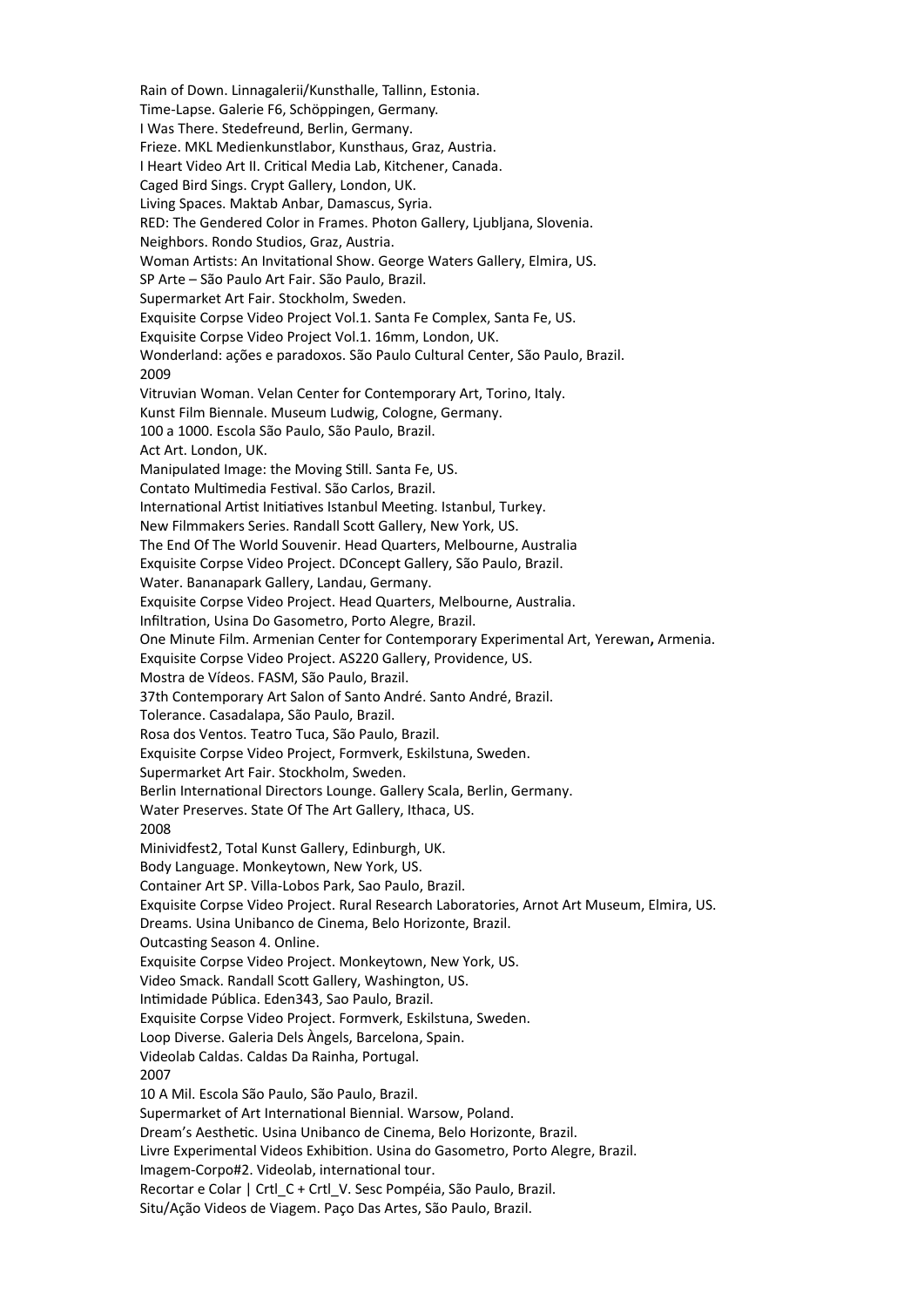Rain of Down. Linnagalerii/Kunsthalle, Tallinn, Estonia.
Time-Lapse. Galerie F6, Schöppingen, Germany.
I Was There. Stedefreund, Berlin, Germany.
Frieze. MKL Medienkunstlabor, Kunsthaus, Graz, Austria.
I Heart Video Art II. Critical Media Lab, Kitchener, Canada.
Caged Bird Sings. Crypt Gallery, London, UK.
Living Spaces. Maktab Anbar, Damascus, Syria.
RED: The Gendered Color in Frames. Photon Gallery, Ljubljana, Slovenia.
Neighbors. Rondo Studios, Graz, Austria.
Woman Artists: An Invitational Show. George Waters Gallery, Elmira, US.
SP Arte – São Paulo Art Fair. São Paulo, Brazil.
Supermarket Art Fair. Stockholm, Sweden.
Exquisite Corpse Video Project Vol.1. Santa Fe Complex, Santa Fe, US.
Exquisite Corpse Video Project Vol.1. 16mm, London, UK.
Wonderland: ações e paradoxos. São Paulo Cultural Center, São Paulo, Brazil.

2009

Vitruvian Woman. Velan Center for Contemporary Art, Torino, Italy.
Kunst Film Biennale. Museum Ludwig, Cologne, Germany.
100 a 1000. Escola São Paulo, São Paulo, Brazil.
Act Art. London, UK.
Manipulated Image: the Moving Still. Santa Fe, US.
Contato Multimedia Festival. São Carlos, Brazil.
International Artist Initiatives Istanbul Meeting. Istanbul, Turkey.
New Filmmakers Series. Randall Scott Gallery, New York, US.
The End Of The World Souvenir. Head Quarters, Melbourne, Australia
Exquisite Corpse Video Project. DConcept Gallery, São Paulo, Brazil.
Water. Bananapark Gallery, Landau, Germany.
Exquisite Corpse Video Project. Head Quarters, Melbourne, Australia.
Infiltration, Usina Do Gasometro, Porto Alegre, Brazil.
One Minute Film. Armenian Center for Contemporary Experimental Art, Yerewan**,** Armenia.
Exquisite Corpse Video Project. AS220 Gallery, Providence, US.
Mostra de Vídeos. FASM, São Paulo, Brazil.
37th Contemporary Art Salon of Santo André. Santo André, Brazil.
Tolerance. Casadalapa, São Paulo, Brazil.
Rosa dos Ventos. Teatro Tuca, São Paulo, Brazil.
Exquisite Corpse Video Project, Formverk, Eskilstuna, Sweden.
Supermarket Art Fair. Stockholm, Sweden.
Berlin International Directors Lounge. Gallery Scala, Berlin, Germany.
Water Preserves. State Of The Art Gallery, Ithaca, US.

2008

Minividfest2, Total Kunst Gallery, Edinburgh, UK.
Body Language. Monkeytown, New York, US.
Container Art SP. Villa-Lobos Park, Sao Paulo, Brazil.
Exquisite Corpse Video Project. Rural Research Laboratories, Arnot Art Museum, Elmira, US.
Dreams. Usina Unibanco de Cinema, Belo Horizonte, Brazil.
Outcasting Season 4. Online.
Exquisite Corpse Video Project. Monkeytown, New York, US.
Video Smack. Randall Scott Gallery, Washington, US.
Intimidade Pública. Eden343, Sao Paulo, Brazil.
Exquisite Corpse Video Project. Formverk, Eskilstuna, Sweden.
Loop Diverse. Galeria Dels Àngels, Barcelona, Spain.
Videolab Caldas. Caldas Da Rainha, Portugal.

2007

10 A Mil. Escola São Paulo, São Paulo, Brazil.
Supermarket of Art International Biennial. Warsow, Poland.
Dream's Aesthetic. Usina Unibanco de Cinema, Belo Horizonte, Brazil.
Livre Experimental Videos Exhibition. Usina do Gasometro, Porto Alegre, Brazil.
Imagem-Corpo#2. Videolab, international tour.
Recortar e Colar | Crtl_C + Crtl_V. Sesc Pompéia, São Paulo, Brazil.
Situ/Ação Videos de Viagem. Paço Das Artes, São Paulo, Brazil.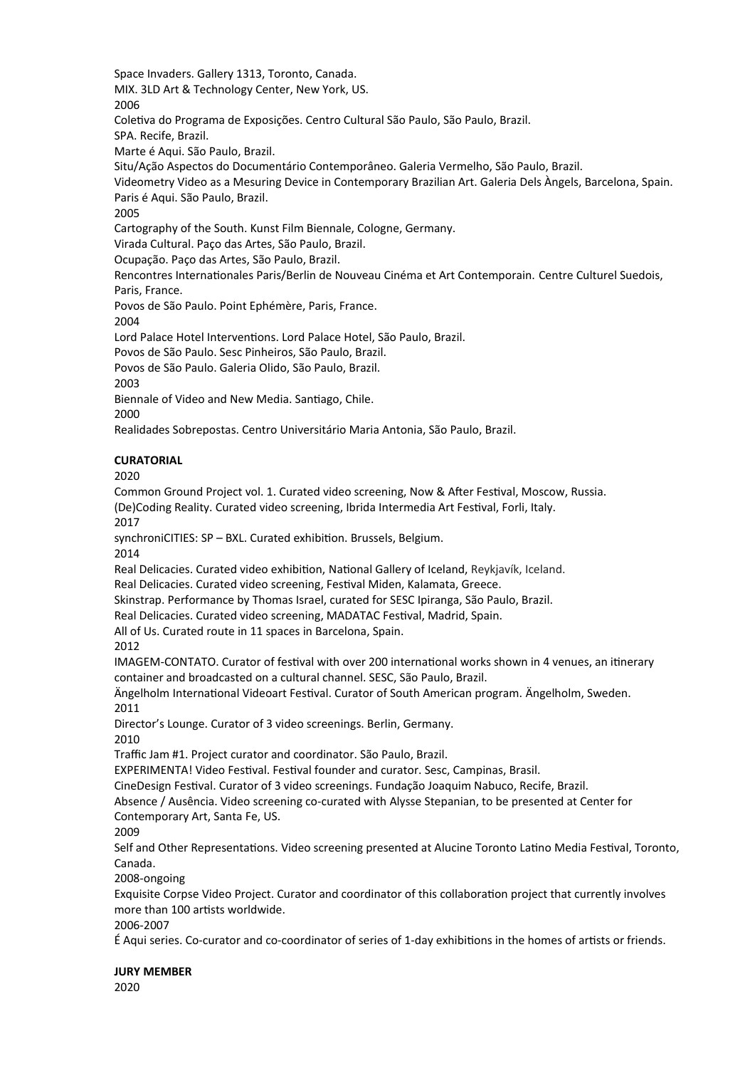Space Invaders. Gallery 1313, Toronto, Canada.
MIX. 3LD Art & Technology Center, New York, US.
2006
Coletiva do Programa de Exposições. Centro Cultural São Paulo, São Paulo, Brazil.
SPA. Recife, Brazil.
Marte é Aqui. São Paulo, Brazil.
Situ/Ação Aspectos do Documentário Contemporâneo. Galeria Vermelho, São Paulo, Brazil.
Videometry Video as a Mesuring Device in Contemporary Brazilian Art. Galeria Dels Àngels, Barcelona, Spain.
Paris é Aqui. São Paulo, Brazil.
2005
Cartography of the South. Kunst Film Biennale, Cologne, Germany.
Virada Cultural. Paço das Artes, São Paulo, Brazil.
Ocupação. Paço das Artes, São Paulo, Brazil.
Rencontres Internationales Paris/Berlin de Nouveau Cinéma et Art Contemporain. Centre Culturel Suedois, Paris, France.
Povos de São Paulo. Point Ephémère, Paris, France.
2004
Lord Palace Hotel Interventions. Lord Palace Hotel, São Paulo, Brazil.
Povos de São Paulo. Sesc Pinheiros, São Paulo, Brazil.
Povos de São Paulo. Galeria Olido, São Paulo, Brazil.
2003
Biennale of Video and New Media. Santiago, Chile.
2000
Realidades Sobrepostas. Centro Universitário Maria Antonia, São Paulo, Brazil.

**CURATORIAL**

2020
Common Ground Project vol. 1. Curated video screening, Now & After Festival, Moscow, Russia.
(De)Coding Reality. Curated video screening, Ibrida Intermedia Art Festival, Forli, Italy.
2017
synchroniCITIES: SP – BXL. Curated exhibition. Brussels, Belgium.
2014
Real Delicacies. Curated video exhibition, National Gallery of Iceland, Reykjavík, Iceland.
Real Delicacies. Curated video screening, Festival Miden, Kalamata, Greece.
Skinstrap. Performance by Thomas Israel, curated for SESC Ipiranga, São Paulo, Brazil.
Real Delicacies. Curated video screening, MADATAC Festival, Madrid, Spain.
All of Us. Curated route in 11 spaces in Barcelona, Spain.
2012
IMAGEM-CONTATO. Curator of festival with over 200 international works shown in 4 venues, an itinerary container and broadcasted on a cultural channel. SESC, São Paulo, Brazil.
Ängelholm International Videoart Festival. Curator of South American program. Ängelholm, Sweden.
2011
Director's Lounge. Curator of 3 video screenings. Berlin, Germany.
2010
Traffic Jam #1. Project curator and coordinator. São Paulo, Brazil.
EXPERIMENTA! Video Festival. Festival founder and curator. Sesc, Campinas, Brasil.
CineDesign Festival. Curator of 3 video screenings. Fundação Joaquim Nabuco, Recife, Brazil.
Absence / Ausência. Video screening co-curated with Alysse Stepanian, to be presented at Center for Contemporary Art, Santa Fe, US.
2009
Self and Other Representations. Video screening presented at Alucine Toronto Latino Media Festival, Toronto, Canada.
2008-ongoing
Exquisite Corpse Video Project. Curator and coordinator of this collaboration project that currently involves more than 100 artists worldwide.
2006-2007
É Aqui series. Co-curator and co-coordinator of series of 1-day exhibitions in the homes of artists or friends.

**JURY MEMBER**

2020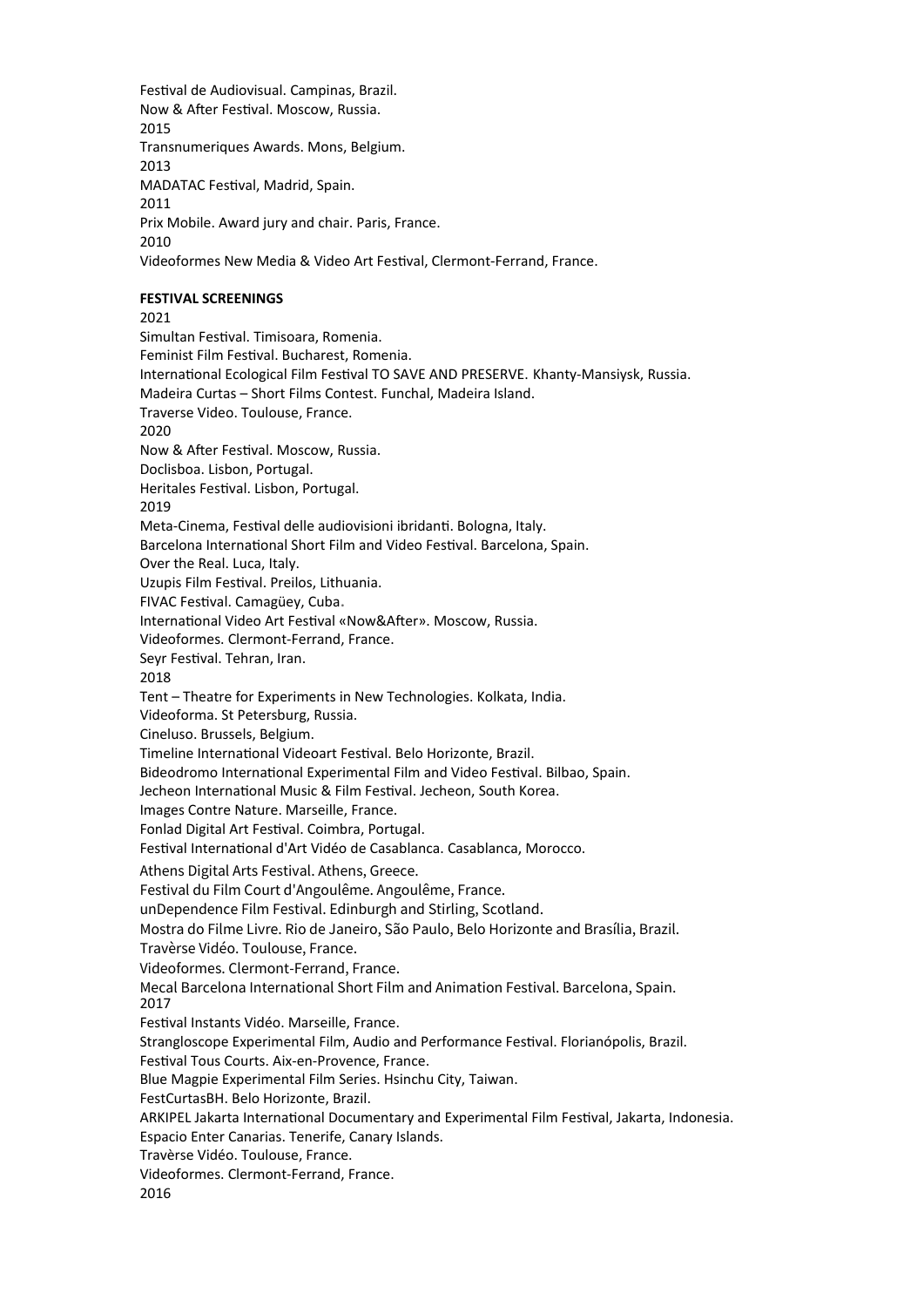Festival de Audiovisual. Campinas, Brazil.
Now & After Festival. Moscow, Russia.
2015
Transnumeriques Awards. Mons, Belgium.
2013
MADATAC Festival, Madrid, Spain.
2011
Prix Mobile. Award jury and chair. Paris, France.
2010
Videoformes New Media & Video Art Festival, Clermont-Ferrand, France.

**FESTIVAL SCREENINGS**
2021
Simultan Festival. Timisoara, Romenia.
Feminist Film Festival. Bucharest, Romenia.
International Ecological Film Festival TO SAVE AND PRESERVE. Khanty-Mansiysk, Russia.
Madeira Curtas – Short Films Contest. Funchal, Madeira Island.
Traverse Video. Toulouse, France.
2020
Now & After Festival. Moscow, Russia.
Doclisboa. Lisbon, Portugal.
Heritales Festival. Lisbon, Portugal.
2019
Meta-Cinema, Festival delle audiovisioni ibridanti. Bologna, Italy.
Barcelona International Short Film and Video Festival. Barcelona, Spain.
Over the Real. Luca, Italy.
Uzupis Film Festival. Preilos, Lithuania.
FIVAC Festival. Camagüey, Cuba.
International Video Art Festival «Now&After». Moscow, Russia.
Videoformes. Clermont-Ferrand, France.
Seyr Festival. Tehran, Iran.
2018
Tent – Theatre for Experiments in New Technologies. Kolkata, India.
Videoforma. St Petersburg, Russia.
Cineluso. Brussels, Belgium.
Timeline International Videoart Festival. Belo Horizonte, Brazil.
Bideodromo International Experimental Film and Video Festival. Bilbao, Spain.
Jecheon International Music & Film Festival. Jecheon, South Korea.
Images Contre Nature. Marseille, France.
Fonlad Digital Art Festival. Coimbra, Portugal.
Festival International d'Art Vidéo de Casablanca. Casablanca, Morocco.
Athens Digital Arts Festival. Athens, Greece.
Festival du Film Court d'Angoulême. Angoulême, France.
unDependence Film Festival. Edinburgh and Stirling, Scotland.
Mostra do Filme Livre. Rio de Janeiro, São Paulo, Belo Horizonte and Brasília, Brazil.
Travèrse Vidéo. Toulouse, France.
Videoformes. Clermont-Ferrand, France.
Mecal Barcelona International Short Film and Animation Festival. Barcelona, Spain.
2017
Festival Instants Vidéo. Marseille, France.
Strangloscope Experimental Film, Audio and Performance Festival. Florianópolis, Brazil.
Festival Tous Courts. Aix-en-Provence, France.
Blue Magpie Experimental Film Series. Hsinchu City, Taiwan.
FestCurtasBH. Belo Horizonte, Brazil.
ARKIPEL Jakarta International Documentary and Experimental Film Festival, Jakarta, Indonesia.
Espacio Enter Canarias. Tenerife, Canary Islands.
Travèrse Vidéo. Toulouse, France.
Videoformes. Clermont-Ferrand, France.
2016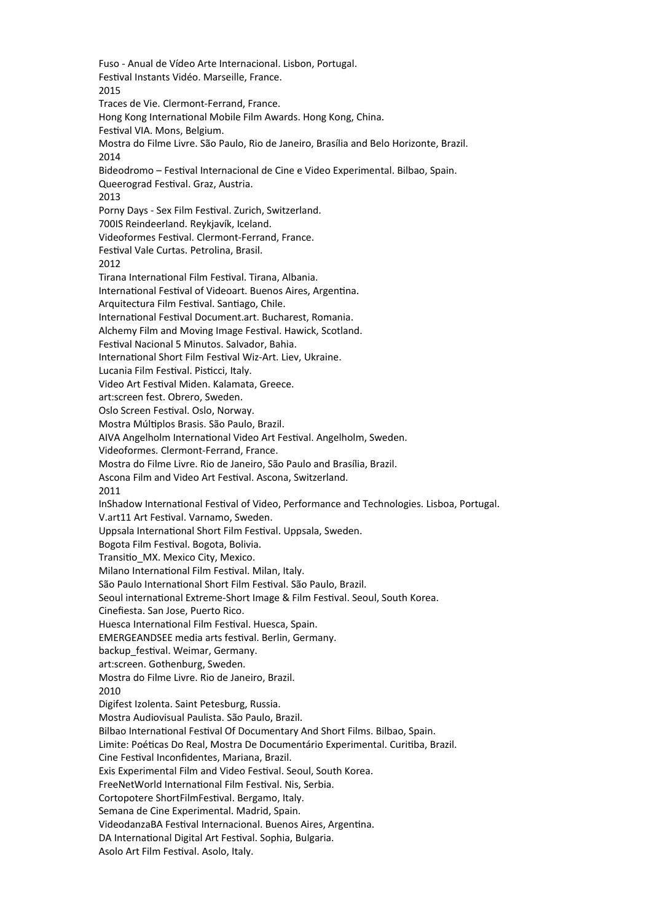Fuso - Anual de Vídeo Arte Internacional. Lisbon, Portugal.
Festival Instants Vidéo. Marseille, France.
2015
Traces de Vie. Clermont-Ferrand, France.
Hong Kong International Mobile Film Awards. Hong Kong, China.
Festival VIA. Mons, Belgium.
Mostra do Filme Livre. São Paulo, Rio de Janeiro, Brasília and Belo Horizonte, Brazil.
2014
Bideodromo – Festival Internacional de Cine e Video Experimental. Bilbao, Spain.
Queerograd Festival. Graz, Austria.
2013
Porny Days - Sex Film Festival. Zurich, Switzerland.
700IS Reindeerland. Reykjavík, Iceland.
Videoformes Festival. Clermont-Ferrand, France.
Festival Vale Curtas. Petrolina, Brasil.
2012
Tirana International Film Festival. Tirana, Albania.
International Festival of Videoart. Buenos Aires, Argentina.
Arquitectura Film Festival. Santiago, Chile.
International Festival Document.art. Bucharest, Romania.
Alchemy Film and Moving Image Festival. Hawick, Scotland.
Festival Nacional 5 Minutos. Salvador, Bahia.
International Short Film Festival Wiz-Art. Liev, Ukraine.
Lucania Film Festival. Pisticci, Italy.
Video Art Festival Miden. Kalamata, Greece.
art:screen fest. Obrero, Sweden.
Oslo Screen Festival. Oslo, Norway.
Mostra Múltiplos Brasis. São Paulo, Brazil.
AIVA Angelholm International Video Art Festival. Angelholm, Sweden.
Videoformes. Clermont-Ferrand, France.
Mostra do Filme Livre. Rio de Janeiro, São Paulo and Brasília, Brazil.
Ascona Film and Video Art Festival. Ascona, Switzerland.
2011
InShadow International Festival of Video, Performance and Technologies. Lisboa, Portugal.
V.art11 Art Festival. Varnamo, Sweden.
Uppsala International Short Film Festival. Uppsala, Sweden.
Bogota Film Festival. Bogota, Bolivia.
Transitio_MX. Mexico City, Mexico.
Milano International Film Festival. Milan, Italy.
São Paulo International Short Film Festival. São Paulo, Brazil.
Seoul international Extreme-Short Image & Film Festival. Seoul, South Korea.
Cinefiesta. San Jose, Puerto Rico.
Huesca International Film Festival. Huesca, Spain.
EMERGEANDSEE media arts festival. Berlin, Germany.
backup_festival. Weimar, Germany.
art:screen. Gothenburg, Sweden.
Mostra do Filme Livre. Rio de Janeiro, Brazil.
2010
Digifest Izolenta. Saint Petesburg, Russia.
Mostra Audiovisual Paulista. São Paulo, Brazil.
Bilbao International Festival Of Documentary And Short Films. Bilbao, Spain.
Limite: Poéticas Do Real, Mostra De Documentário Experimental. Curitiba, Brazil.
Cine Festival Inconfidentes, Mariana, Brazil.
Exis Experimental Film and Video Festival. Seoul, South Korea.
FreeNetWorld International Film Festival. Nis, Serbia.
Cortopotere ShortFilmFestival. Bergamo, Italy.
Semana de Cine Experimental. Madrid, Spain.
VideodanzaBA Festival Internacional. Buenos Aires, Argentina.
DA International Digital Art Festival. Sophia, Bulgaria.
Asolo Art Film Festival. Asolo, Italy.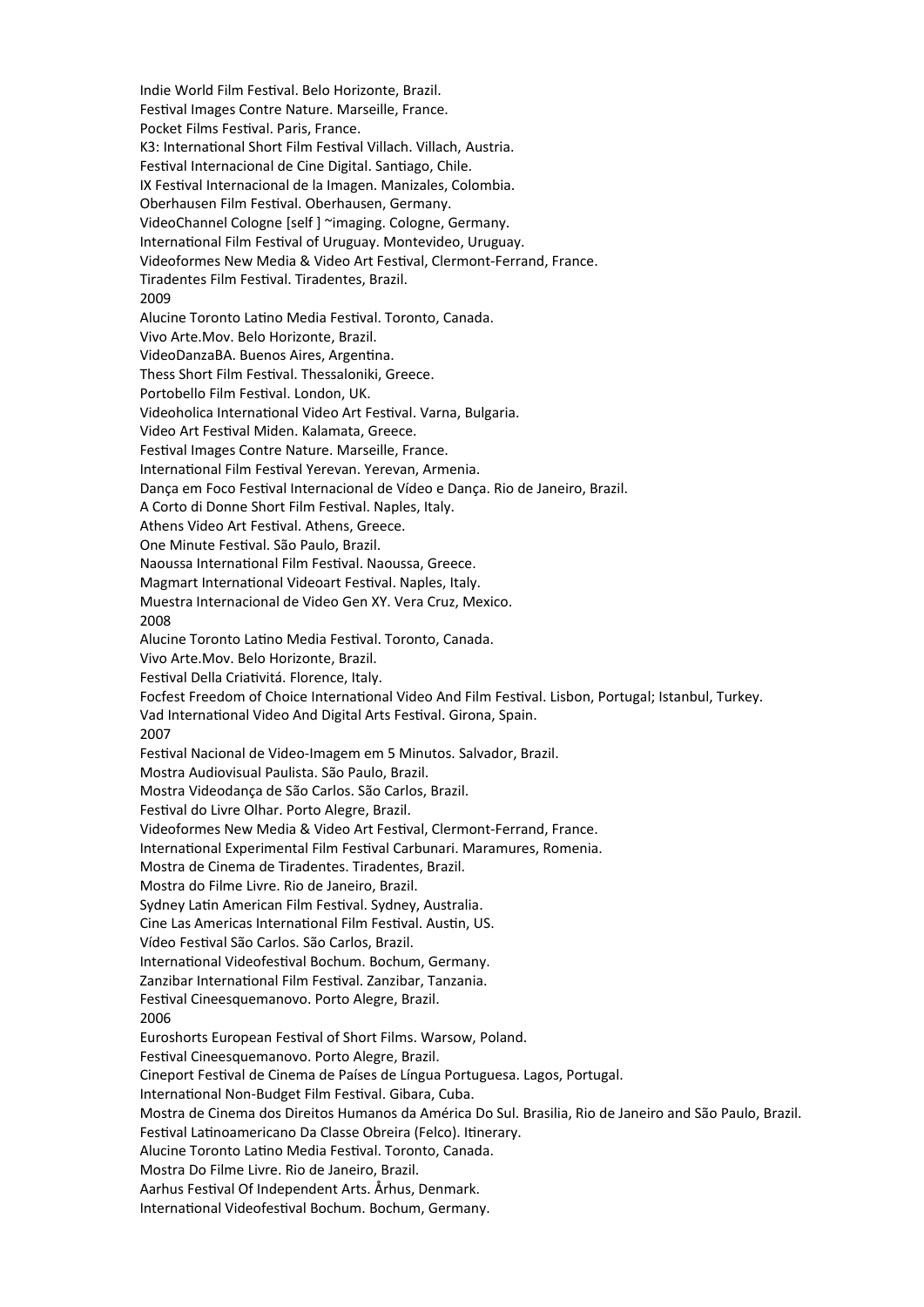Indie World Film Festival. Belo Horizonte, Brazil.
Festival Images Contre Nature. Marseille, France.
Pocket Films Festival. Paris, France.
K3: International Short Film Festival Villach. Villach, Austria.
Festival Internacional de Cine Digital. Santiago, Chile.
IX Festival Internacional de la Imagen. Manizales, Colombia.
Oberhausen Film Festival. Oberhausen, Germany.
VideoChannel Cologne [self ] ~imaging. Cologne, Germany.
International Film Festival of Uruguay. Montevideo, Uruguay.
Videoformes New Media & Video Art Festival, Clermont-Ferrand, France.
Tiradentes Film Festival. Tiradentes, Brazil.

2009

Alucine Toronto Latino Media Festival. Toronto, Canada.
Vivo Arte.Mov. Belo Horizonte, Brazil.
VideoDanzaBA. Buenos Aires, Argentina.
Thess Short Film Festival. Thessaloniki, Greece.
Portobello Film Festival. London, UK.
Videoholica International Video Art Festival. Varna, Bulgaria.
Video Art Festival Miden. Kalamata, Greece.
Festival Images Contre Nature. Marseille, France.
International Film Festival Yerevan. Yerevan, Armenia.
Dança em Foco Festival Internacional de Vídeo e Dança. Rio de Janeiro, Brazil.
A Corto di Donne Short Film Festival. Naples, Italy.
Athens Video Art Festival. Athens, Greece.
One Minute Festival. São Paulo, Brazil.
Naoussa International Film Festival. Naoussa, Greece.
Magmart International Videoart Festival. Naples, Italy.
Muestra Internacional de Video Gen XY. Vera Cruz, Mexico.

2008

Alucine Toronto Latino Media Festival. Toronto, Canada.
Vivo Arte.Mov. Belo Horizonte, Brazil.
Festival Della Criativitá. Florence, Italy.
Focfest Freedom of Choice International Video And Film Festival. Lisbon, Portugal; Istanbul, Turkey.
Vad International Video And Digital Arts Festival. Girona, Spain.

2007

Festival Nacional de Video-Imagem em 5 Minutos. Salvador, Brazil.
Mostra Audiovisual Paulista. São Paulo, Brazil.
Mostra Videodança de São Carlos. São Carlos, Brazil.
Festival do Livre Olhar. Porto Alegre, Brazil.
Videoformes New Media & Video Art Festival, Clermont-Ferrand, France.
International Experimental Film Festival Carbunari. Maramures, Romenia.
Mostra de Cinema de Tiradentes. Tiradentes, Brazil.
Mostra do Filme Livre. Rio de Janeiro, Brazil.
Sydney Latin American Film Festival. Sydney, Australia.
Cine Las Americas International Film Festival. Austin, US.
Vídeo Festival São Carlos. São Carlos, Brazil.
International Videofestival Bochum. Bochum, Germany.
Zanzibar International Film Festival. Zanzibar, Tanzania.
Festival Cineesquemanovo. Porto Alegre, Brazil.

2006

Euroshorts European Festival of Short Films. Warsow, Poland.
Festival Cineesquemanovo. Porto Alegre, Brazil.
Cineport Festival de Cinema de Países de Língua Portuguesa. Lagos, Portugal.
International Non-Budget Film Festival. Gibara, Cuba.
Mostra de Cinema dos Direitos Humanos da América Do Sul. Brasilia, Rio de Janeiro and São Paulo, Brazil.
Festival Latinoamericano Da Classe Obreira (Felco). Itinerary.
Alucine Toronto Latino Media Festival. Toronto, Canada.
Mostra Do Filme Livre. Rio de Janeiro, Brazil.
Aarhus Festival Of Independent Arts. Århus, Denmark.
International Videofestival Bochum. Bochum, Germany.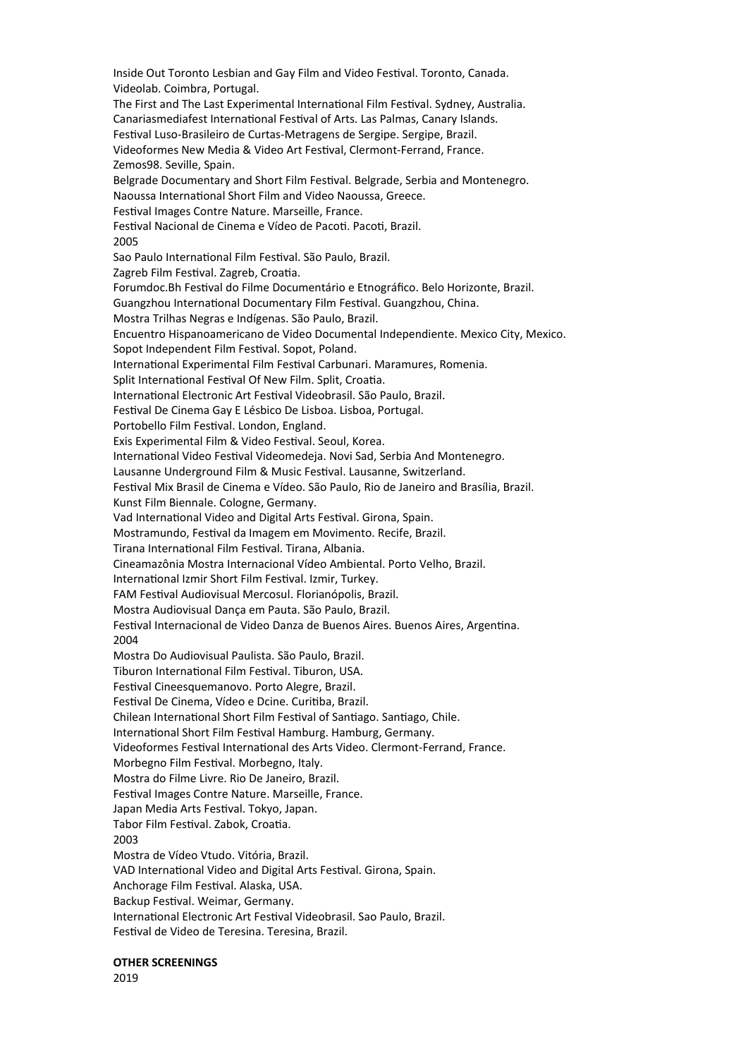Inside Out Toronto Lesbian and Gay Film and Video Festival. Toronto, Canada.
Videolab. Coimbra, Portugal.
The First and The Last Experimental International Film Festival. Sydney, Australia.
Canariasmediafest International Festival of Arts. Las Palmas, Canary Islands.
Festival Luso-Brasileiro de Curtas-Metragens de Sergipe. Sergipe, Brazil.
Videoformes New Media & Video Art Festival, Clermont-Ferrand, France.
Zemos98. Seville, Spain.
Belgrade Documentary and Short Film Festival. Belgrade, Serbia and Montenegro.
Naoussa International Short Film and Video Naoussa, Greece.
Festival Images Contre Nature. Marseille, France.
Festival Nacional de Cinema e Vídeo de Pacoti. Pacoti, Brazil.
2005
Sao Paulo International Film Festival. São Paulo, Brazil.
Zagreb Film Festival. Zagreb, Croatia.
Forumdoc.Bh Festival do Filme Documentário e Etnográfico. Belo Horizonte, Brazil.
Guangzhou International Documentary Film Festival. Guangzhou, China.
Mostra Trilhas Negras e Indígenas. São Paulo, Brazil.
Encuentro Hispanoamericano de Video Documental Independiente. Mexico City, Mexico.
Sopot Independent Film Festival. Sopot, Poland.
International Experimental Film Festival Carbunari. Maramures, Romenia.
Split International Festival Of New Film. Split, Croatia.
International Electronic Art Festival Videobrasil. São Paulo, Brazil.
Festival De Cinema Gay E Lésbico De Lisboa. Lisboa, Portugal.
Portobello Film Festival. London, England.
Exis Experimental Film & Video Festival. Seoul, Korea.
International Video Festival Videomedeja. Novi Sad, Serbia And Montenegro.
Lausanne Underground Film & Music Festival. Lausanne, Switzerland.
Festival Mix Brasil de Cinema e Vídeo. São Paulo, Rio de Janeiro and Brasília, Brazil.
Kunst Film Biennale. Cologne, Germany.
Vad International Video and Digital Arts Festival. Girona, Spain.
Mostramundo, Festival da Imagem em Movimento. Recife, Brazil.
Tirana International Film Festival. Tirana, Albania.
Cineamazônia Mostra Internacional Vídeo Ambiental. Porto Velho, Brazil.
International Izmir Short Film Festival. Izmir, Turkey.
FAM Festival Audiovisual Mercosul. Florianópolis, Brazil.
Mostra Audiovisual Dança em Pauta. São Paulo, Brazil.
Festival Internacional de Video Danza de Buenos Aires. Buenos Aires, Argentina.
2004
Mostra Do Audiovisual Paulista. São Paulo, Brazil.
Tiburon International Film Festival. Tiburon, USA.
Festival Cineesquemanovo. Porto Alegre, Brazil.
Festival De Cinema, Vídeo e Dcine. Curitiba, Brazil.
Chilean International Short Film Festival of Santiago. Santiago, Chile.
International Short Film Festival Hamburg. Hamburg, Germany.
Videoformes Festival International des Arts Video. Clermont-Ferrand, France.
Morbegno Film Festival. Morbegno, Italy.
Mostra do Filme Livre. Rio De Janeiro, Brazil.
Festival Images Contre Nature. Marseille, France.
Japan Media Arts Festival. Tokyo, Japan.
Tabor Film Festival. Zabok, Croatia.
2003
Mostra de Vídeo Vtudo. Vitória, Brazil.
VAD International Video and Digital Arts Festival. Girona, Spain.
Anchorage Film Festival. Alaska, USA.
Backup Festival. Weimar, Germany.
International Electronic Art Festival Videobrasil. Sao Paulo, Brazil.
Festival de Video de Teresina. Teresina, Brazil.

**OTHER SCREENINGS**
2019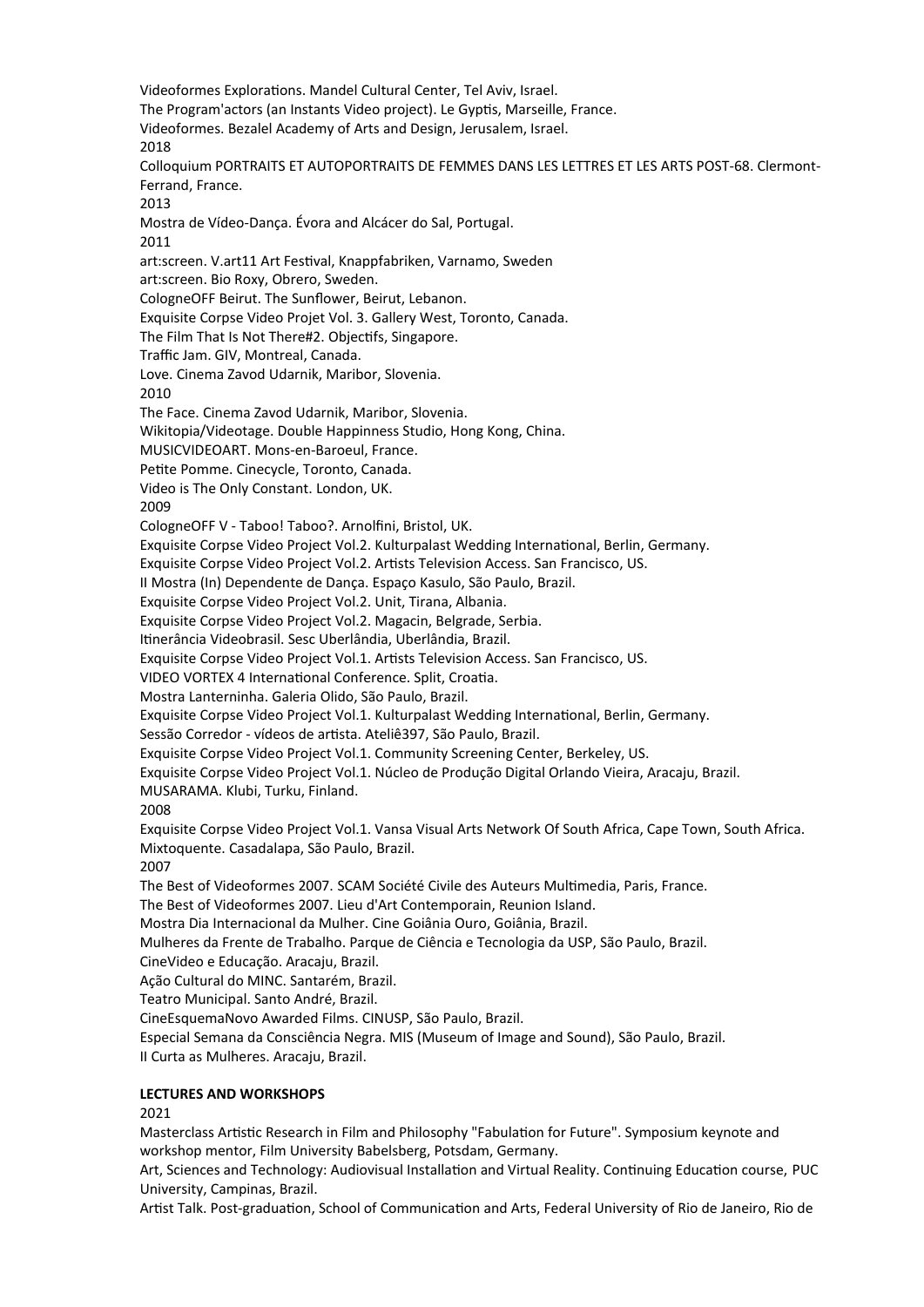Videoformes Explorations. Mandel Cultural Center, Tel Aviv, Israel.
The Program'actors (an Instants Video project). Le Gyptis, Marseille, France.
Videoformes. Bezalel Academy of Arts and Design, Jerusalem, Israel.

2018

Colloquium PORTRAITS ET AUTOPORTRAITS DE FEMMES DANS LES LETTRES ET LES ARTS POST-68. Clermont-Ferrand, France.

2013

Mostra de Vídeo-Dança. Évora and Alcácer do Sal, Portugal.

2011

art:screen. V.art11 Art Festival, Knappfabriken, Varnamo, Sweden
art:screen. Bio Roxy, Obrero, Sweden.
CologneOFF Beirut. The Sunflower, Beirut, Lebanon.
Exquisite Corpse Video Projet Vol. 3. Gallery West, Toronto, Canada.
The Film That Is Not There#2. Objectifs, Singapore.
Traffic Jam. GIV, Montreal, Canada.
Love. Cinema Zavod Udarnik, Maribor, Slovenia.

2010

The Face. Cinema Zavod Udarnik, Maribor, Slovenia.
Wikitopia/Videotage. Double Happinness Studio, Hong Kong, China.
MUSICVIDEOART. Mons-en-Baroeul, France.
Petite Pomme. Cinecycle, Toronto, Canada.
Video is The Only Constant. London, UK.

2009

CologneOFF V - Taboo! Taboo?. Arnolfini, Bristol, UK.
Exquisite Corpse Video Project Vol.2. Kulturpalast Wedding International, Berlin, Germany.
Exquisite Corpse Video Project Vol.2. Artists Television Access. San Francisco, US.
II Mostra (In) Dependente de Dança. Espaço Kasulo, São Paulo, Brazil.
Exquisite Corpse Video Project Vol.2. Unit, Tirana, Albania.
Exquisite Corpse Video Project Vol.2. Magacin, Belgrade, Serbia.
Itinerância Videobrasil. Sesc Uberlândia, Uberlândia, Brazil.
Exquisite Corpse Video Project Vol.1. Artists Television Access. San Francisco, US.
VIDEO VORTEX 4 International Conference. Split, Croatia.
Mostra Lanterninha. Galeria Olido, São Paulo, Brazil.
Exquisite Corpse Video Project Vol.1. Kulturpalast Wedding International, Berlin, Germany.
Sessão Corredor - vídeos de artista. Ateliê397, São Paulo, Brazil.
Exquisite Corpse Video Project Vol.1. Community Screening Center, Berkeley, US.
Exquisite Corpse Video Project Vol.1. Núcleo de Produção Digital Orlando Vieira, Aracaju, Brazil.
MUSARAMA. Klubi, Turku, Finland.

2008

Exquisite Corpse Video Project Vol.1. Vansa Visual Arts Network Of South Africa, Cape Town, South Africa.
Mixtoquente. Casadalapa, São Paulo, Brazil.

2007

The Best of Videoformes 2007. SCAM Société Civile des Auteurs Multimedia, Paris, France.
The Best of Videoformes 2007. Lieu d'Art Contemporain, Reunion Island.
Mostra Dia Internacional da Mulher. Cine Goiânia Ouro, Goiânia, Brazil.
Mulheres da Frente de Trabalho. Parque de Ciência e Tecnologia da USP, São Paulo, Brazil.
CineVideo e Educação. Aracaju, Brazil.
Ação Cultural do MINC. Santarém, Brazil.
Teatro Municipal. Santo André, Brazil.
CineEsquemaNovo Awarded Films. CINUSP, São Paulo, Brazil.
Especial Semana da Consciência Negra. MIS (Museum of Image and Sound), São Paulo, Brazil.
II Curta as Mulheres. Aracaju, Brazil.

**LECTURES AND WORKSHOPS**

2021

Masterclass Artistic Research in Film and Philosophy "Fabulation for Future". Symposium keynote and workshop mentor, Film University Babelsberg, Potsdam, Germany.
Art, Sciences and Technology: Audiovisual Installation and Virtual Reality. Continuing Education course, PUC University, Campinas, Brazil.
Artist Talk. Post-graduation, School of Communication and Arts, Federal University of Rio de Janeiro, Rio de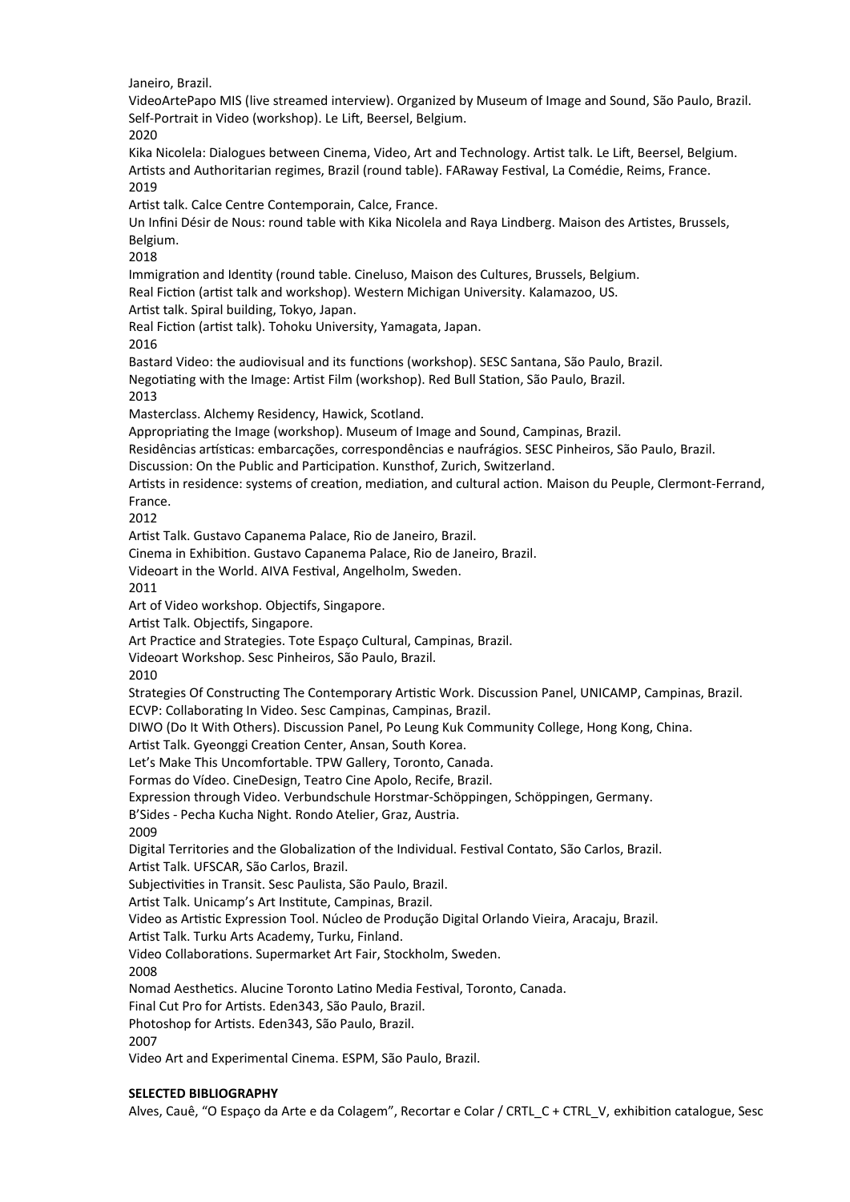Janeiro, Brazil.
VideoArtePapo MIS (live streamed interview). Organized by Museum of Image and Sound, São Paulo, Brazil.
Self-Portrait in Video (workshop). Le Lift, Beersel, Belgium.
2020
Kika Nicolela: Dialogues between Cinema, Video, Art and Technology. Artist talk. Le Lift, Beersel, Belgium.
Artists and Authoritarian regimes, Brazil (round table). FARaway Festival, La Comédie, Reims, France.
2019
Artist talk. Calce Centre Contemporain, Calce, France.
Un Infini Désir de Nous: round table with Kika Nicolela and Raya Lindberg. Maison des Artistes, Brussels, Belgium.
2018
Immigration and Identity (round table. Cineluso, Maison des Cultures, Brussels, Belgium.
Real Fiction (artist talk and workshop). Western Michigan University. Kalamazoo, US.
Artist talk. Spiral building, Tokyo, Japan.
Real Fiction (artist talk). Tohoku University, Yamagata, Japan.
2016
Bastard Video: the audiovisual and its functions (workshop). SESC Santana, São Paulo, Brazil.
Negotiating with the Image: Artist Film (workshop). Red Bull Station, São Paulo, Brazil.
2013
Masterclass. Alchemy Residency, Hawick, Scotland.
Appropriating the Image (workshop). Museum of Image and Sound, Campinas, Brazil.
Residências artísticas: embarcações, correspondências e naufrágios. SESC Pinheiros, São Paulo, Brazil.
Discussion: On the Public and Participation. Kunsthof, Zurich, Switzerland.
Artists in residence: systems of creation, mediation, and cultural action. Maison du Peuple, Clermont-Ferrand, France.
2012
Artist Talk. Gustavo Capanema Palace, Rio de Janeiro, Brazil.
Cinema in Exhibition. Gustavo Capanema Palace, Rio de Janeiro, Brazil.
Videoart in the World. AIVA Festival, Angelholm, Sweden.
2011
Art of Video workshop. Objectifs, Singapore.
Artist Talk. Objectifs, Singapore.
Art Practice and Strategies. Tote Espaço Cultural, Campinas, Brazil.
Videoart Workshop. Sesc Pinheiros, São Paulo, Brazil.
2010
Strategies Of Constructing The Contemporary Artistic Work. Discussion Panel, UNICAMP, Campinas, Brazil.
ECVP: Collaborating In Video. Sesc Campinas, Campinas, Brazil.
DIWO (Do It With Others). Discussion Panel, Po Leung Kuk Community College, Hong Kong, China.
Artist Talk. Gyeonggi Creation Center, Ansan, South Korea.
Let's Make This Uncomfortable. TPW Gallery, Toronto, Canada.
Formas do Vídeo. CineDesign, Teatro Cine Apolo, Recife, Brazil.
Expression through Video. Verbundschule Horstmar-Schöppingen, Schöppingen, Germany.
B'Sides - Pecha Kucha Night. Rondo Atelier, Graz, Austria.
2009
Digital Territories and the Globalization of the Individual. Festival Contato, São Carlos, Brazil.
Artist Talk. UFSCAR, São Carlos, Brazil.
Subjectivities in Transit. Sesc Paulista, São Paulo, Brazil.
Artist Talk. Unicamp's Art Institute, Campinas, Brazil.
Video as Artistic Expression Tool. Núcleo de Produção Digital Orlando Vieira, Aracaju, Brazil.
Artist Talk. Turku Arts Academy, Turku, Finland.
Video Collaborations. Supermarket Art Fair, Stockholm, Sweden.
2008
Nomad Aesthetics. Alucine Toronto Latino Media Festival, Toronto, Canada.
Final Cut Pro for Artists. Eden343, São Paulo, Brazil.
Photoshop for Artists. Eden343, São Paulo, Brazil.
2007
Video Art and Experimental Cinema. ESPM, São Paulo, Brazil.

**SELECTED BIBLIOGRAPHY**

Alves, Cauê, "O Espaço da Arte e da Colagem", Recortar e Colar / CRTL_C + CTRL_V, exhibition catalogue, Sesc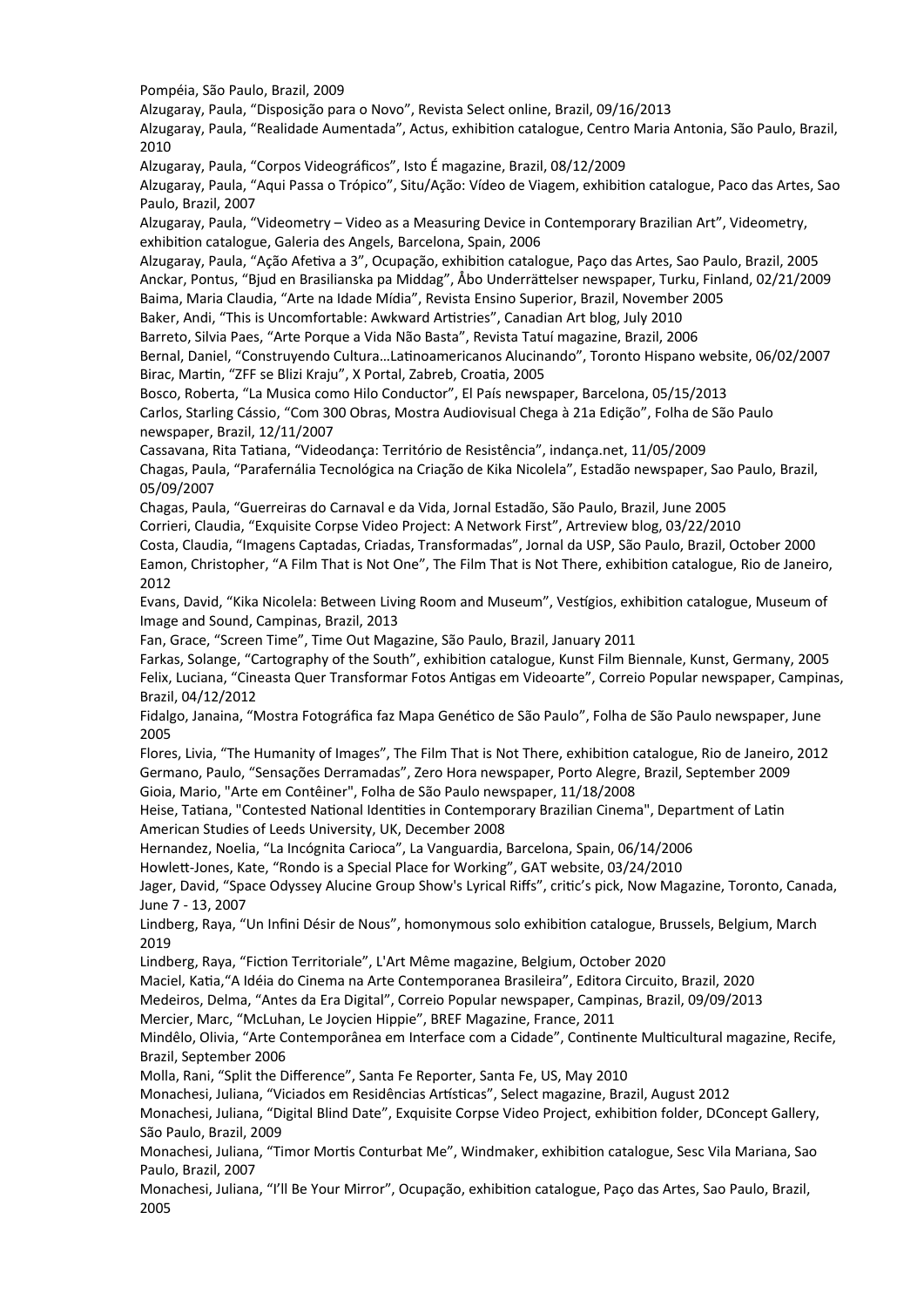Pompéia, São Paulo, Brazil, 2009

Alzugaray, Paula, “Disposição para o Novo”, Revista Select online, Brazil, 09/16/2013

Alzugaray, Paula, “Realidade Aumentada”, Actus, exhibition catalogue, Centro Maria Antonia, São Paulo, Brazil, 2010

Alzugaray, Paula, “Corpos Videográficos”, Isto É magazine, Brazil, 08/12/2009

Alzugaray, Paula, “Aqui Passa o Trópico”, Situ/Ação: Vídeo de Viagem, exhibition catalogue, Paco das Artes, Sao Paulo, Brazil, 2007

Alzugaray, Paula, “Videometry – Video as a Measuring Device in Contemporary Brazilian Art”, Videometry, exhibition catalogue, Galeria des Angels, Barcelona, Spain, 2006

Alzugaray, Paula, “Ação Afetiva a 3”, Ocupação, exhibition catalogue, Paço das Artes, Sao Paulo, Brazil, 2005

Anckar, Pontus, “Bjud en Brasilianska pa Middag”, Åbo Underrättelser newspaper, Turku, Finland, 02/21/2009

Baima, Maria Claudia, “Arte na Idade Mídia”, Revista Ensino Superior, Brazil, November 2005

Baker, Andi, “This is Uncomfortable: Awkward Artistries”, Canadian Art blog, July 2010

Barreto, Silvia Paes, “Arte Porque a Vida Não Basta”, Revista Tatuí magazine, Brazil, 2006

Bernal, Daniel, “Construyendo Cultura…Latinoamericanos Alucinando”, Toronto Hispano website, 06/02/2007

Birac, Martin, “ZFF se Blizi Kraju”, X Portal, Zabreb, Croatia, 2005

Bosco, Roberta, “La Musica como Hilo Conductor”, El País newspaper, Barcelona, 05/15/2013

Carlos, Starling Cássio, “Com 300 Obras, Mostra Audiovisual Chega à 21a Edição”, Folha de São Paulo newspaper, Brazil, 12/11/2007

Cassavana, Rita Tatiana, “Videodança: Território de Resistência”, indança.net, 11/05/2009

Chagas, Paula, “Parafernália Tecnológica na Criação de Kika Nicolela”, Estadão newspaper, Sao Paulo, Brazil, 05/09/2007

Chagas, Paula, “Guerreiras do Carnaval e da Vida, Jornal Estadão, São Paulo, Brazil, June 2005

Corrieri, Claudia, “Exquisite Corpse Video Project: A Network First”, Artreview blog, 03/22/2010

Costa, Claudia, “Imagens Captadas, Criadas, Transformadas”, Jornal da USP, São Paulo, Brazil, October 2000

Eamon, Christopher, “A Film That is Not One”, The Film That is Not There, exhibition catalogue, Rio de Janeiro, 2012

Evans, David, “Kika Nicolela: Between Living Room and Museum”, Vestígios, exhibition catalogue, Museum of Image and Sound, Campinas, Brazil, 2013

Fan, Grace, “Screen Time”, Time Out Magazine, São Paulo, Brazil, January 2011

Farkas, Solange, “Cartography of the South”, exhibition catalogue, Kunst Film Biennale, Kunst, Germany, 2005

Felix, Luciana, “Cineasta Quer Transformar Fotos Antigas em Videoarte”, Correio Popular newspaper, Campinas, Brazil, 04/12/2012

Fidalgo, Janaina, “Mostra Fotográfica faz Mapa Genético de São Paulo”, Folha de São Paulo newspaper, June 2005

Flores, Livia, “The Humanity of Images”, The Film That is Not There, exhibition catalogue, Rio de Janeiro, 2012

Germano, Paulo, “Sensações Derramadas”, Zero Hora newspaper, Porto Alegre, Brazil, September 2009

Gioia, Mario, "Arte em Contêiner", Folha de São Paulo newspaper, 11/18/2008

Heise, Tatiana, "Contested National Identities in Contemporary Brazilian Cinema", Department of Latin American Studies of Leeds University, UK, December 2008

Hernandez, Noelia, “La Incógnita Carioca”, La Vanguardia, Barcelona, Spain, 06/14/2006

Howlett-Jones, Kate, “Rondo is a Special Place for Working”, GAT website, 03/24/2010

Jager, David, “Space Odyssey Alucine Group Show's Lyrical Riffs”, critic’s pick, Now Magazine, Toronto, Canada, June 7 - 13, 2007

Lindberg, Raya, “Un Infini Désir de Nous”, homonymous solo exhibition catalogue, Brussels, Belgium, March 2019

Lindberg, Raya, “Fiction Territoriale”, L'Art Même magazine, Belgium, October 2020

Maciel, Katia,“A Idéia do Cinema na Arte Contemporanea Brasileira”, Editora Circuito, Brazil, 2020

Medeiros, Delma, “Antes da Era Digital”, Correio Popular newspaper, Campinas, Brazil, 09/09/2013

Mercier, Marc, “McLuhan, Le Joycien Hippie”, BREF Magazine, France, 2011

Mindêlo, Olivia, “Arte Contemporânea em Interface com a Cidade”, Continente Multicultural magazine, Recife, Brazil, September 2006

Molla, Rani, “Split the Difference”, Santa Fe Reporter, Santa Fe, US, May 2010

Monachesi, Juliana, “Viciados em Residências Artísticas”, Select magazine, Brazil, August 2012

Monachesi, Juliana, “Digital Blind Date”, Exquisite Corpse Video Project, exhibition folder, DConcept Gallery, São Paulo, Brazil, 2009

Monachesi, Juliana, “Timor Mortis Conturbat Me”, Windmaker, exhibition catalogue, Sesc Vila Mariana, Sao Paulo, Brazil, 2007

Monachesi, Juliana, “I’ll Be Your Mirror”, Ocupação, exhibition catalogue, Paço das Artes, Sao Paulo, Brazil, 2005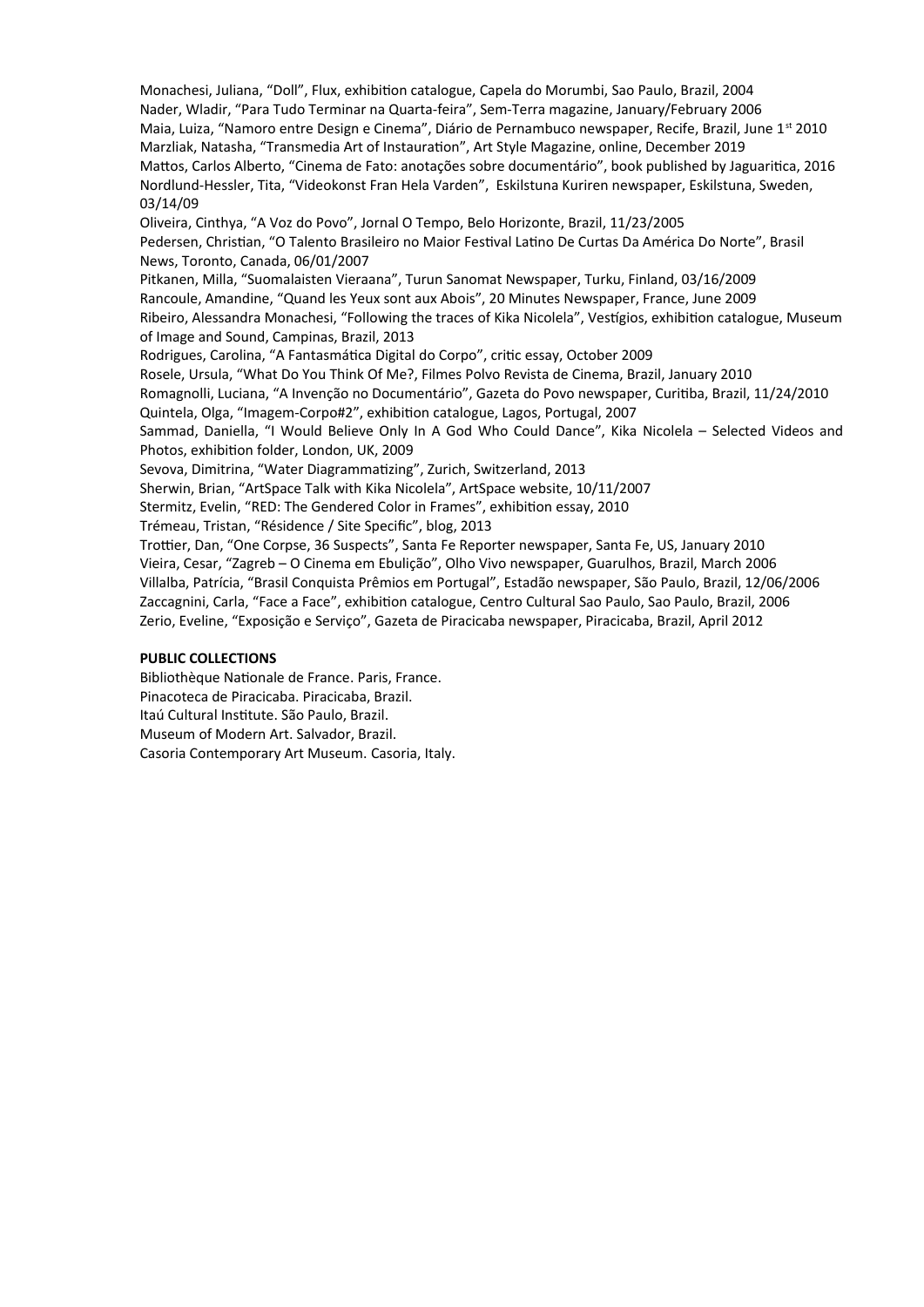Monachesi, Juliana, “Doll”, Flux, exhibition catalogue, Capela do Morumbi, Sao Paulo, Brazil, 2004
Nader, Wladir, “Para Tudo Terminar na Quarta-feira”, Sem-Terra magazine, January/February 2006
Maia, Luiza, “Namoro entre Design e Cinema”, Diário de Pernambuco newspaper, Recife, Brazil, June 1st 2010
Marzliak, Natasha, “Transmedia Art of Instauration”, Art Style Magazine, online, December 2019
Mattos, Carlos Alberto, “Cinema de Fato: anotações sobre documentário”, book published by Jaguaritica, 2016
Nordlund-Hessler, Tita, “Videokonst Fran Hela Varden”, Eskilstuna Kuriren newspaper, Eskilstuna, Sweden, 03/14/09
Oliveira, Cinthya, “A Voz do Povo”, Jornal O Tempo, Belo Horizonte, Brazil, 11/23/2005
Pedersen, Christian, “O Talento Brasileiro no Maior Festival Latino De Curtas Da América Do Norte”, Brasil News, Toronto, Canada, 06/01/2007
Pitkanen, Milla, “Suomalaisten Vieraana”, Turun Sanomat Newspaper, Turku, Finland, 03/16/2009
Rancoule, Amandine, “Quand les Yeux sont aux Abois”, 20 Minutes Newspaper, France, June 2009
Ribeiro, Alessandra Monachesi, “Following the traces of Kika Nicolela”, Vestígios, exhibition catalogue, Museum of Image and Sound, Campinas, Brazil, 2013
Rodrigues, Carolina, “A Fantasmática Digital do Corpo”, critic essay, October 2009
Rosele, Ursula, “What Do You Think Of Me?, Filmes Polvo Revista de Cinema, Brazil, January 2010
Romagnolli, Luciana, “A Invenção no Documentário”, Gazeta do Povo newspaper, Curitiba, Brazil, 11/24/2010
Quintela, Olga, “Imagem-Corpo#2”, exhibition catalogue, Lagos, Portugal, 2007
Sammad, Daniella, “I Would Believe Only In A God Who Could Dance”, Kika Nicolela – Selected Videos and Photos, exhibition folder, London, UK, 2009
Sevova, Dimitrina, “Water Diagrammatizing”, Zurich, Switzerland, 2013
Sherwin, Brian, “ArtSpace Talk with Kika Nicolela”, ArtSpace website, 10/11/2007
Stermitz, Evelin, “RED: The Gendered Color in Frames”, exhibition essay, 2010
Trémeau, Tristan, “Résidence / Site Specific”, blog, 2013
Trottier, Dan, “One Corpse, 36 Suspects”, Santa Fe Reporter newspaper, Santa Fe, US, January 2010
Vieira, Cesar, “Zagreb – O Cinema em Ebulição”, Olho Vivo newspaper, Guarulhos, Brazil, March 2006
Villalba, Patrícia, “Brasil Conquista Prêmios em Portugal”, Estadão newspaper, São Paulo, Brazil, 12/06/2006
Zaccagnini, Carla, “Face a Face”, exhibition catalogue, Centro Cultural Sao Paulo, Sao Paulo, Brazil, 2006
Zerio, Eveline, “Exposição e Serviço”, Gazeta de Piracicaba newspaper, Piracicaba, Brazil, April 2012

**PUBLIC COLLECTIONS**

Bibliothèque Nationale de France. Paris, France.
Pinacoteca de Piracicaba. Piracicaba, Brazil.
Itaú Cultural Institute. São Paulo, Brazil.
Museum of Modern Art. Salvador, Brazil.
Casoria Contemporary Art Museum. Casoria, Italy.